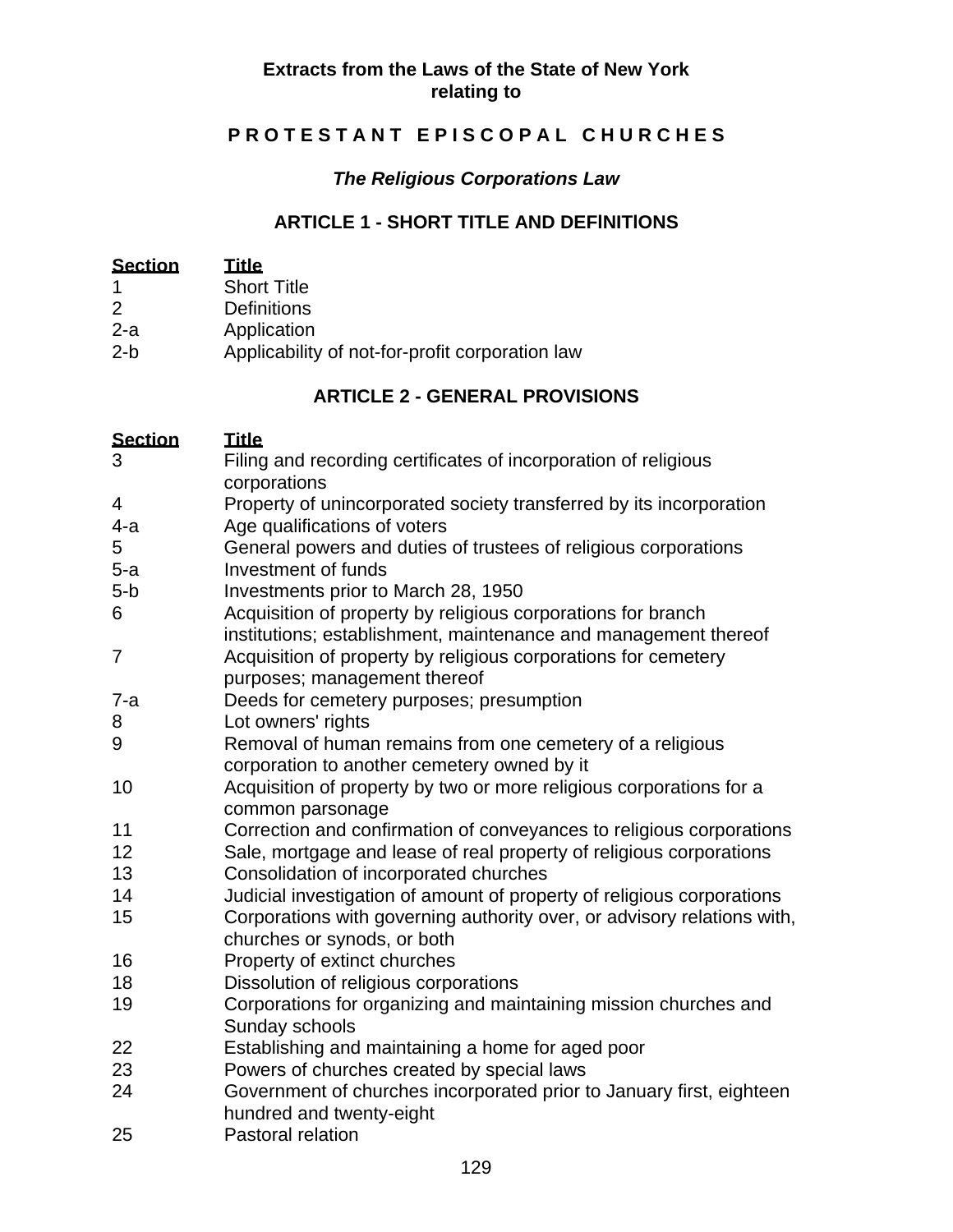**Extracts from the Laws of the State of New York relating to**

# P R O T E S T A N T   E P I S C O P A L   C H U R C H E S

***The Religious Corporations Law***

## ARTICLE 1 - SHORT TITLE AND DEFINITIONS

| Section | Title |
|---|---|
| 1 | Short Title |
| 2 | Definitions |
| 2-a | Application |
| 2-b | Applicability of not-for-profit corporation law |

## ARTICLE 2 - GENERAL PROVISIONS

| Section | Title |
|---|---|
| 3 | Filing and recording certificates of incorporation of religious corporations |
| 4 | Property of unincorporated society transferred by its incorporation |
| 4-a | Age qualifications of voters |
| 5 | General powers and duties of trustees of religious corporations |
| 5-a | Investment of funds |
| 5-b | Investments prior to March 28, 1950 |
| 6 | Acquisition of property by religious corporations for branch institutions; establishment, maintenance and management thereof |
| 7 | Acquisition of property by religious corporations for cemetery purposes; management thereof |
| 7-a | Deeds for cemetery purposes; presumption |
| 8 | Lot owners' rights |
| 9 | Removal of human remains from one cemetery of a religious corporation to another cemetery owned by it |
| 10 | Acquisition of property by two or more religious corporations for a common parsonage |
| 11 | Correction and confirmation of conveyances to religious corporations |
| 12 | Sale, mortgage and lease of real property of religious corporations |
| 13 | Consolidation of incorporated churches |
| 14 | Judicial investigation of amount of property of religious corporations |
| 15 | Corporations with governing authority over, or advisory relations with, churches or synods, or both |
| 16 | Property of extinct churches |
| 18 | Dissolution of religious corporations |
| 19 | Corporations for organizing and maintaining mission churches and Sunday schools |
| 22 | Establishing and maintaining a home for aged poor |
| 23 | Powers of churches created by special laws |
| 24 | Government of churches incorporated prior to January first, eighteen hundred and twenty-eight |
| 25 | Pastoral relation |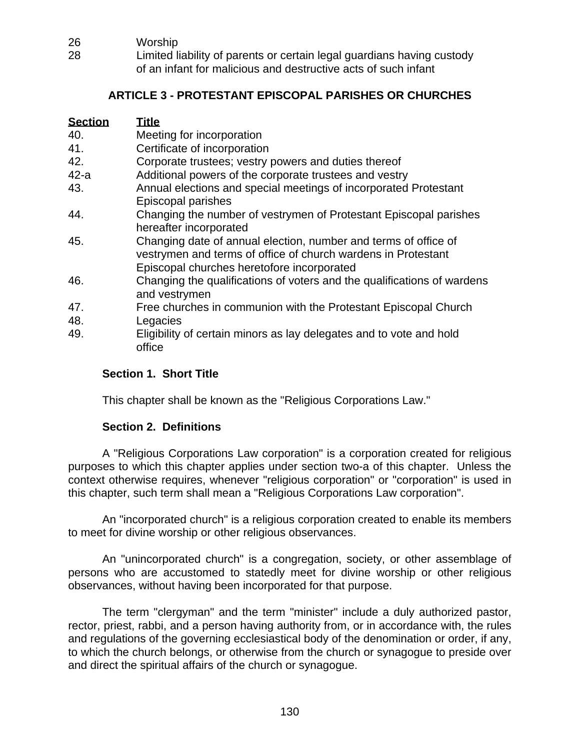| | |
|---|---|
| 26 | Worship |
| 28 | Limited liability of parents or certain legal guardians having custody of an infant for malicious and destructive acts of such infant |

## ARTICLE 3 - PROTESTANT EPISCOPAL PARISHES OR CHURCHES

| Section | Title |
|---|---|
| 40. | Meeting for incorporation |
| 41. | Certificate of incorporation |
| 42. | Corporate trustees; vestry powers and duties thereof |
| 42-a | Additional powers of the corporate trustees and vestry |
| 43. | Annual elections and special meetings of incorporated Protestant Episcopal parishes |
| 44. | Changing the number of vestrymen of Protestant Episcopal parishes hereafter incorporated |
| 45. | Changing date of annual election, number and terms of office of vestrymen and terms of office of church wardens in Protestant Episcopal churches heretofore incorporated |
| 46. | Changing the qualifications of voters and the qualifications of wardens and vestrymen |
| 47. | Free churches in communion with the Protestant Episcopal Church |
| 48. | Legacies |
| 49. | Eligibility of certain minors as lay delegates and to vote and hold office |

### Section 1. Short Title

This chapter shall be known as the "Religious Corporations Law."

### Section 2. Definitions

A "Religious Corporations Law corporation" is a corporation created for religious purposes to which this chapter applies under section two-a of this chapter. Unless the context otherwise requires, whenever "religious corporation" or "corporation" is used in this chapter, such term shall mean a "Religious Corporations Law corporation".

An "incorporated church" is a religious corporation created to enable its members to meet for divine worship or other religious observances.

An "unincorporated church" is a congregation, society, or other assemblage of persons who are accustomed to statedly meet for divine worship or other religious observances, without having been incorporated for that purpose.

The term "clergyman" and the term "minister" include a duly authorized pastor, rector, priest, rabbi, and a person having authority from, or in accordance with, the rules and regulations of the governing ecclesiastical body of the denomination or order, if any, to which the church belongs, or otherwise from the church or synagogue to preside over and direct the spiritual affairs of the church or synagogue.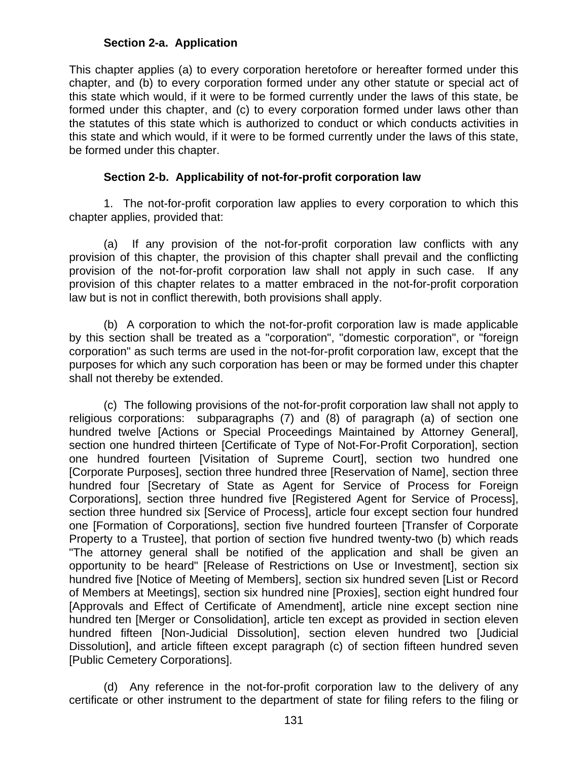### Section 2-a. Application

This chapter applies (a) to every corporation heretofore or hereafter formed under this chapter, and (b) to every corporation formed under any other statute or special act of this state which would, if it were to be formed currently under the laws of this state, be formed under this chapter, and (c) to every corporation formed under laws other than the statutes of this state which is authorized to conduct or which conducts activities in this state and which would, if it were to be formed currently under the laws of this state, be formed under this chapter.

### Section 2-b. Applicability of not-for-profit corporation law

1. The not-for-profit corporation law applies to every corporation to which this chapter applies, provided that:

(a) If any provision of the not-for-profit corporation law conflicts with any provision of this chapter, the provision of this chapter shall prevail and the conflicting provision of the not-for-profit corporation law shall not apply in such case. If any provision of this chapter relates to a matter embraced in the not-for-profit corporation law but is not in conflict therewith, both provisions shall apply.

(b) A corporation to which the not-for-profit corporation law is made applicable by this section shall be treated as a "corporation", "domestic corporation", or "foreign corporation" as such terms are used in the not-for-profit corporation law, except that the purposes for which any such corporation has been or may be formed under this chapter shall not thereby be extended.

(c) The following provisions of the not-for-profit corporation law shall not apply to religious corporations: subparagraphs (7) and (8) of paragraph (a) of section one hundred twelve [Actions or Special Proceedings Maintained by Attorney General], section one hundred thirteen [Certificate of Type of Not-For-Profit Corporation], section one hundred fourteen [Visitation of Supreme Court], section two hundred one [Corporate Purposes], section three hundred three [Reservation of Name], section three hundred four [Secretary of State as Agent for Service of Process for Foreign Corporations], section three hundred five [Registered Agent for Service of Process], section three hundred six [Service of Process], article four except section four hundred one [Formation of Corporations], section five hundred fourteen [Transfer of Corporate Property to a Trustee], that portion of section five hundred twenty-two (b) which reads "The attorney general shall be notified of the application and shall be given an opportunity to be heard" [Release of Restrictions on Use or Investment], section six hundred five [Notice of Meeting of Members], section six hundred seven [List or Record of Members at Meetings], section six hundred nine [Proxies], section eight hundred four [Approvals and Effect of Certificate of Amendment], article nine except section nine hundred ten [Merger or Consolidation], article ten except as provided in section eleven hundred fifteen [Non-Judicial Dissolution], section eleven hundred two [Judicial Dissolution], and article fifteen except paragraph (c) of section fifteen hundred seven [Public Cemetery Corporations].

(d) Any reference in the not-for-profit corporation law to the delivery of any certificate or other instrument to the department of state for filing refers to the filing or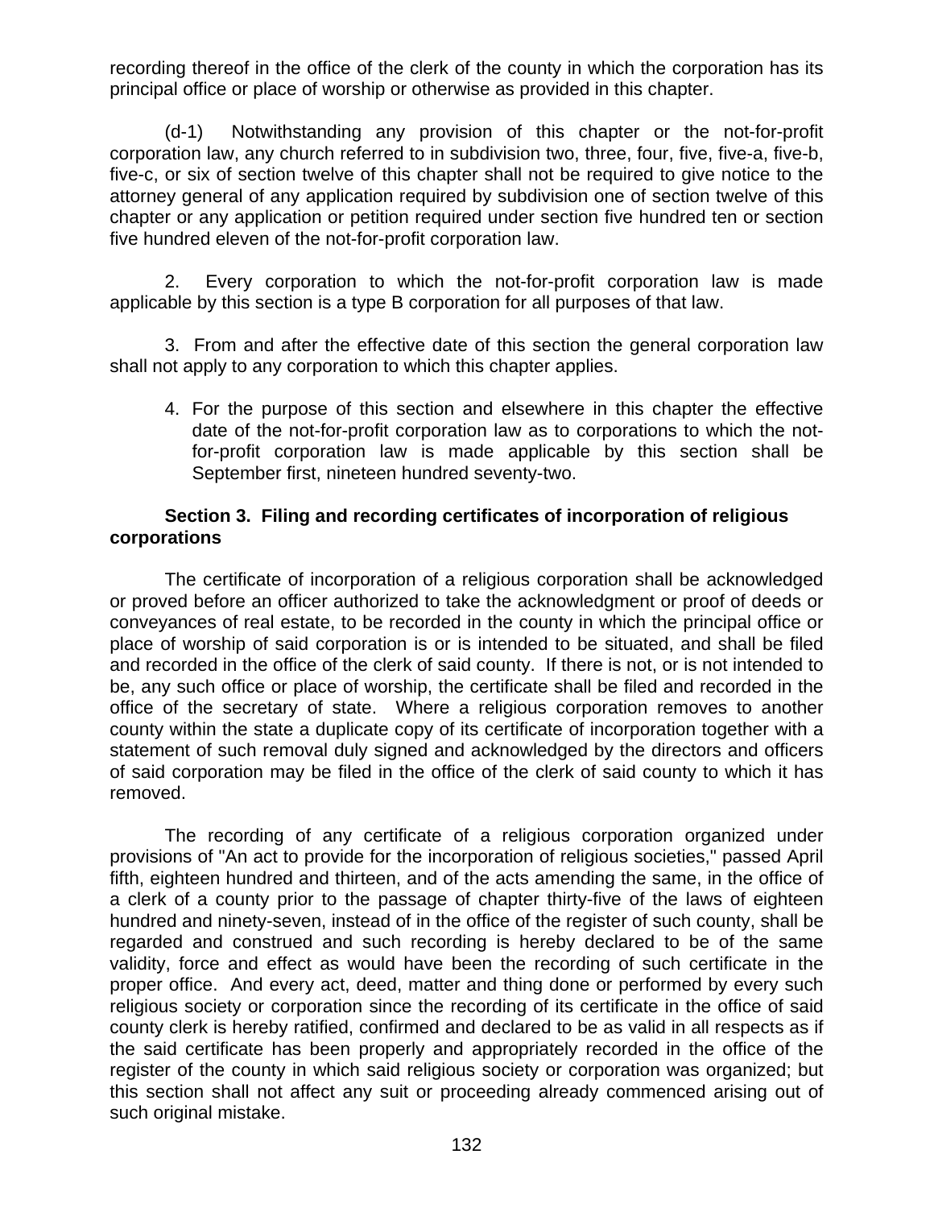recording thereof in the office of the clerk of the county in which the corporation has its principal office or place of worship or otherwise as provided in this chapter.

(d-1) Notwithstanding any provision of this chapter or the not-for-profit corporation law, any church referred to in subdivision two, three, four, five, five-a, five-b, five-c, or six of section twelve of this chapter shall not be required to give notice to the attorney general of any application required by subdivision one of section twelve of this chapter or any application or petition required under section five hundred ten or section five hundred eleven of the not-for-profit corporation law.

2. Every corporation to which the not-for-profit corporation law is made applicable by this section is a type B corporation for all purposes of that law.

3. From and after the effective date of this section the general corporation law shall not apply to any corporation to which this chapter applies.

4. For the purpose of this section and elsewhere in this chapter the effective date of the not-for-profit corporation law as to corporations to which the not-for-profit corporation law is made applicable by this section shall be September first, nineteen hundred seventy-two.

**Section 3. Filing and recording certificates of incorporation of religious corporations**

The certificate of incorporation of a religious corporation shall be acknowledged or proved before an officer authorized to take the acknowledgment or proof of deeds or conveyances of real estate, to be recorded in the county in which the principal office or place of worship of said corporation is or is intended to be situated, and shall be filed and recorded in the office of the clerk of said county. If there is not, or is not intended to be, any such office or place of worship, the certificate shall be filed and recorded in the office of the secretary of state. Where a religious corporation removes to another county within the state a duplicate copy of its certificate of incorporation together with a statement of such removal duly signed and acknowledged by the directors and officers of said corporation may be filed in the office of the clerk of said county to which it has removed.

The recording of any certificate of a religious corporation organized under provisions of "An act to provide for the incorporation of religious societies," passed April fifth, eighteen hundred and thirteen, and of the acts amending the same, in the office of a clerk of a county prior to the passage of chapter thirty-five of the laws of eighteen hundred and ninety-seven, instead of in the office of the register of such county, shall be regarded and construed and such recording is hereby declared to be of the same validity, force and effect as would have been the recording of such certificate in the proper office. And every act, deed, matter and thing done or performed by every such religious society or corporation since the recording of its certificate in the office of said county clerk is hereby ratified, confirmed and declared to be as valid in all respects as if the said certificate has been properly and appropriately recorded in the office of the register of the county in which said religious society or corporation was organized; but this section shall not affect any suit or proceeding already commenced arising out of such original mistake.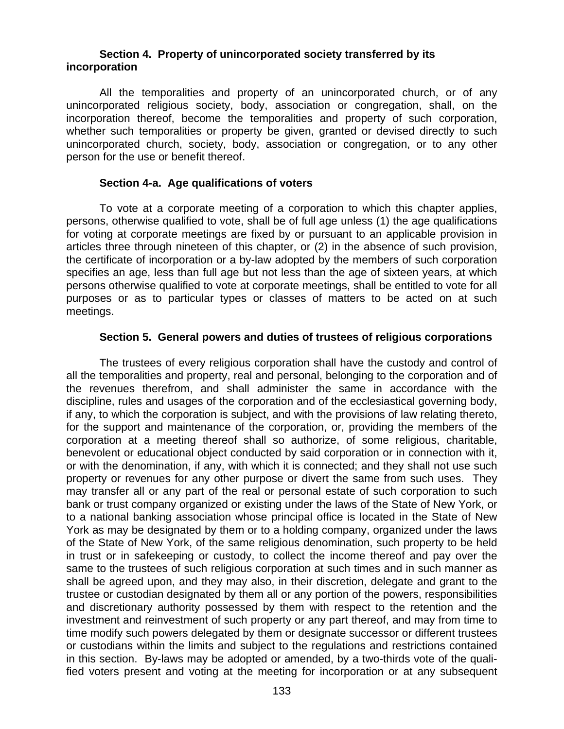### Section 4. Property of unincorporated society transferred by its incorporation

All the temporalities and property of an unincorporated church, or of any unincorporated religious society, body, association or congregation, shall, on the incorporation thereof, become the temporalities and property of such corporation, whether such temporalities or property be given, granted or devised directly to such unincorporated church, society, body, association or congregation, or to any other person for the use or benefit thereof.

### Section 4-a. Age qualifications of voters

To vote at a corporate meeting of a corporation to which this chapter applies, persons, otherwise qualified to vote, shall be of full age unless (1) the age qualifications for voting at corporate meetings are fixed by or pursuant to an applicable provision in articles three through nineteen of this chapter, or (2) in the absence of such provision, the certificate of incorporation or a by-law adopted by the members of such corporation specifies an age, less than full age but not less than the age of sixteen years, at which persons otherwise qualified to vote at corporate meetings, shall be entitled to vote for all purposes or as to particular types or classes of matters to be acted on at such meetings.

### Section 5. General powers and duties of trustees of religious corporations

The trustees of every religious corporation shall have the custody and control of all the temporalities and property, real and personal, belonging to the corporation and of the revenues therefrom, and shall administer the same in accordance with the discipline, rules and usages of the corporation and of the ecclesiastical governing body, if any, to which the corporation is subject, and with the provisions of law relating thereto, for the support and maintenance of the corporation, or, providing the members of the corporation at a meeting thereof shall so authorize, of some religious, charitable, benevolent or educational object conducted by said corporation or in connection with it, or with the denomination, if any, with which it is connected; and they shall not use such property or revenues for any other purpose or divert the same from such uses. They may transfer all or any part of the real or personal estate of such corporation to such bank or trust company organized or existing under the laws of the State of New York, or to a national banking association whose principal office is located in the State of New York as may be designated by them or to a holding company, organized under the laws of the State of New York, of the same religious denomination, such property to be held in trust or in safekeeping or custody, to collect the income thereof and pay over the same to the trustees of such religious corporation at such times and in such manner as shall be agreed upon, and they may also, in their discretion, delegate and grant to the trustee or custodian designated by them all or any portion of the powers, responsibilities and discretionary authority possessed by them with respect to the retention and the investment and reinvestment of such property or any part thereof, and may from time to time modify such powers delegated by them or designate successor or different trustees or custodians within the limits and subject to the regulations and restrictions contained in this section. By-laws may be adopted or amended, by a two-thirds vote of the qualified voters present and voting at the meeting for incorporation or at any subsequent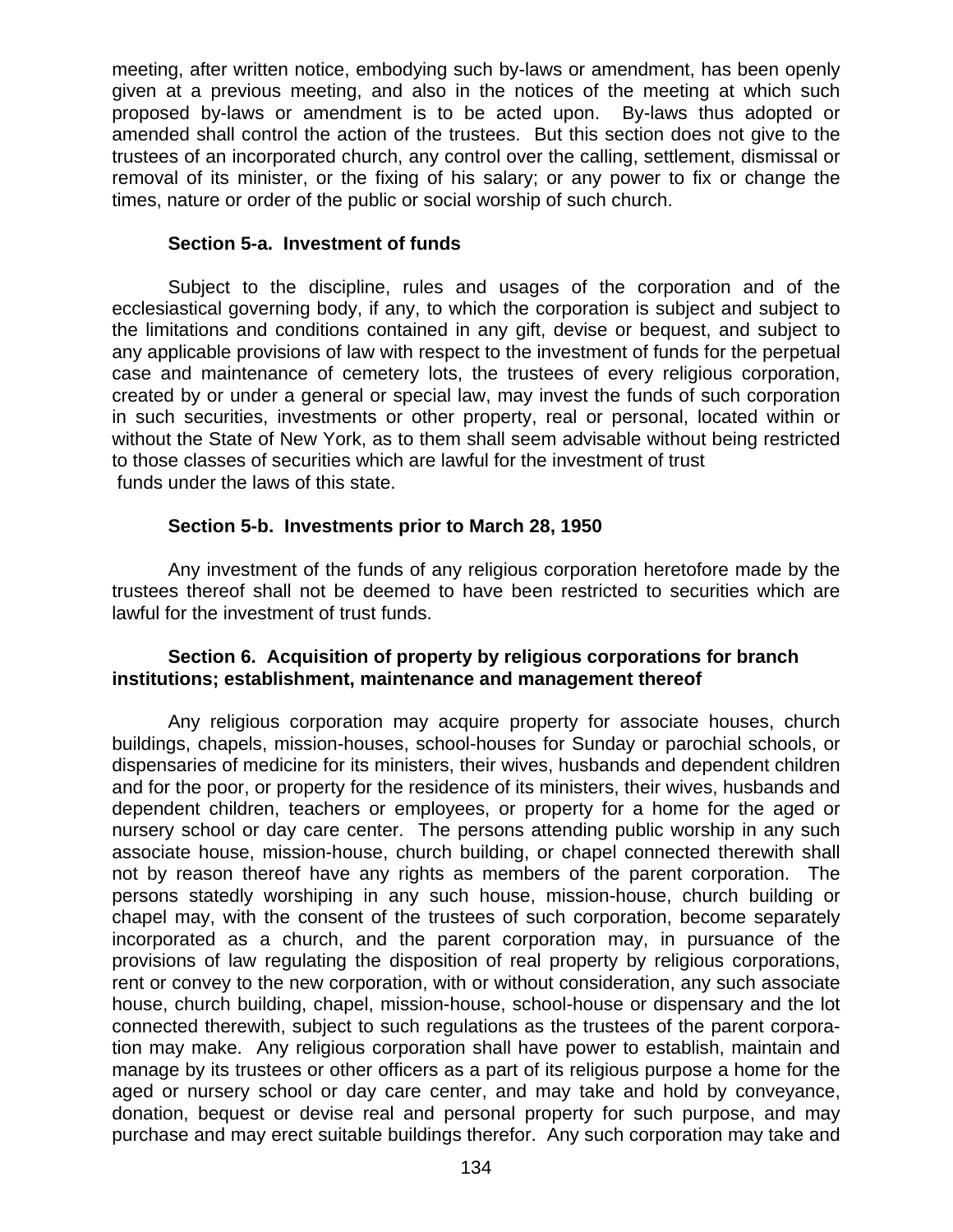meeting, after written notice, embodying such by-laws or amendment, has been openly given at a previous meeting, and also in the notices of the meeting at which such proposed by-laws or amendment is to be acted upon. By-laws thus adopted or amended shall control the action of the trustees. But this section does not give to the trustees of an incorporated church, any control over the calling, settlement, dismissal or removal of its minister, or the fixing of his salary; or any power to fix or change the times, nature or order of the public or social worship of such church.

**Section 5-a. Investment of funds**

Subject to the discipline, rules and usages of the corporation and of the ecclesiastical governing body, if any, to which the corporation is subject and subject to the limitations and conditions contained in any gift, devise or bequest, and subject to any applicable provisions of law with respect to the investment of funds for the perpetual case and maintenance of cemetery lots, the trustees of every religious corporation, created by or under a general or special law, may invest the funds of such corporation in such securities, investments or other property, real or personal, located within or without the State of New York, as to them shall seem advisable without being restricted to those classes of securities which are lawful for the investment of trust funds under the laws of this state.

**Section 5-b. Investments prior to March 28, 1950**

Any investment of the funds of any religious corporation heretofore made by the trustees thereof shall not be deemed to have been restricted to securities which are lawful for the investment of trust funds.

**Section 6. Acquisition of property by religious corporations for branch institutions; establishment, maintenance and management thereof**

Any religious corporation may acquire property for associate houses, church buildings, chapels, mission-houses, school-houses for Sunday or parochial schools, or dispensaries of medicine for its ministers, their wives, husbands and dependent children and for the poor, or property for the residence of its ministers, their wives, husbands and dependent children, teachers or employees, or property for a home for the aged or nursery school or day care center. The persons attending public worship in any such associate house, mission-house, church building, or chapel connected therewith shall not by reason thereof have any rights as members of the parent corporation. The persons statedly worshiping in any such house, mission-house, church building or chapel may, with the consent of the trustees of such corporation, become separately incorporated as a church, and the parent corporation may, in pursuance of the provisions of law regulating the disposition of real property by religious corporations, rent or convey to the new corporation, with or without consideration, any such associate house, church building, chapel, mission-house, school-house or dispensary and the lot connected therewith, subject to such regulations as the trustees of the parent corporation may make. Any religious corporation shall have power to establish, maintain and manage by its trustees or other officers as a part of its religious purpose a home for the aged or nursery school or day care center, and may take and hold by conveyance, donation, bequest or devise real and personal property for such purpose, and may purchase and may erect suitable buildings therefor. Any such corporation may take and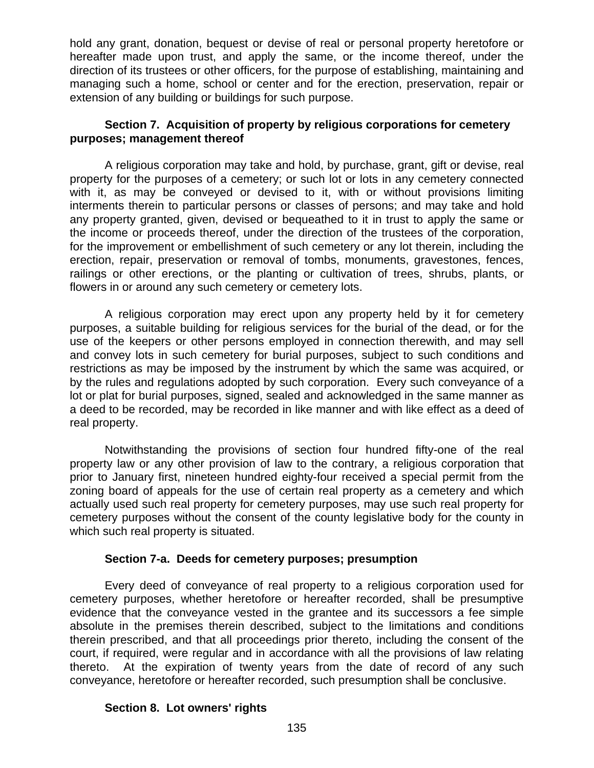hold any grant, donation, bequest or devise of real or personal property heretofore or hereafter made upon trust, and apply the same, or the income thereof, under the direction of its trustees or other officers, for the purpose of establishing, maintaining and managing such a home, school or center and for the erection, preservation, repair or extension of any building or buildings for such purpose.

**Section 7. Acquisition of property by religious corporations for cemetery purposes; management thereof**

A religious corporation may take and hold, by purchase, grant, gift or devise, real property for the purposes of a cemetery; or such lot or lots in any cemetery connected with it, as may be conveyed or devised to it, with or without provisions limiting interments therein to particular persons or classes of persons; and may take and hold any property granted, given, devised or bequeathed to it in trust to apply the same or the income or proceeds thereof, under the direction of the trustees of the corporation, for the improvement or embellishment of such cemetery or any lot therein, including the erection, repair, preservation or removal of tombs, monuments, gravestones, fences, railings or other erections, or the planting or cultivation of trees, shrubs, plants, or flowers in or around any such cemetery or cemetery lots.

A religious corporation may erect upon any property held by it for cemetery purposes, a suitable building for religious services for the burial of the dead, or for the use of the keepers or other persons employed in connection therewith, and may sell and convey lots in such cemetery for burial purposes, subject to such conditions and restrictions as may be imposed by the instrument by which the same was acquired, or by the rules and regulations adopted by such corporation. Every such conveyance of a lot or plat for burial purposes, signed, sealed and acknowledged in the same manner as a deed to be recorded, may be recorded in like manner and with like effect as a deed of real property.

Notwithstanding the provisions of section four hundred fifty-one of the real property law or any other provision of law to the contrary, a religious corporation that prior to January first, nineteen hundred eighty-four received a special permit from the zoning board of appeals for the use of certain real property as a cemetery and which actually used such real property for cemetery purposes, may use such real property for cemetery purposes without the consent of the county legislative body for the county in which such real property is situated.

**Section 7-a. Deeds for cemetery purposes; presumption**

Every deed of conveyance of real property to a religious corporation used for cemetery purposes, whether heretofore or hereafter recorded, shall be presumptive evidence that the conveyance vested in the grantee and its successors a fee simple absolute in the premises therein described, subject to the limitations and conditions therein prescribed, and that all proceedings prior thereto, including the consent of the court, if required, were regular and in accordance with all the provisions of law relating thereto. At the expiration of twenty years from the date of record of any such conveyance, heretofore or hereafter recorded, such presumption shall be conclusive.

**Section 8. Lot owners' rights**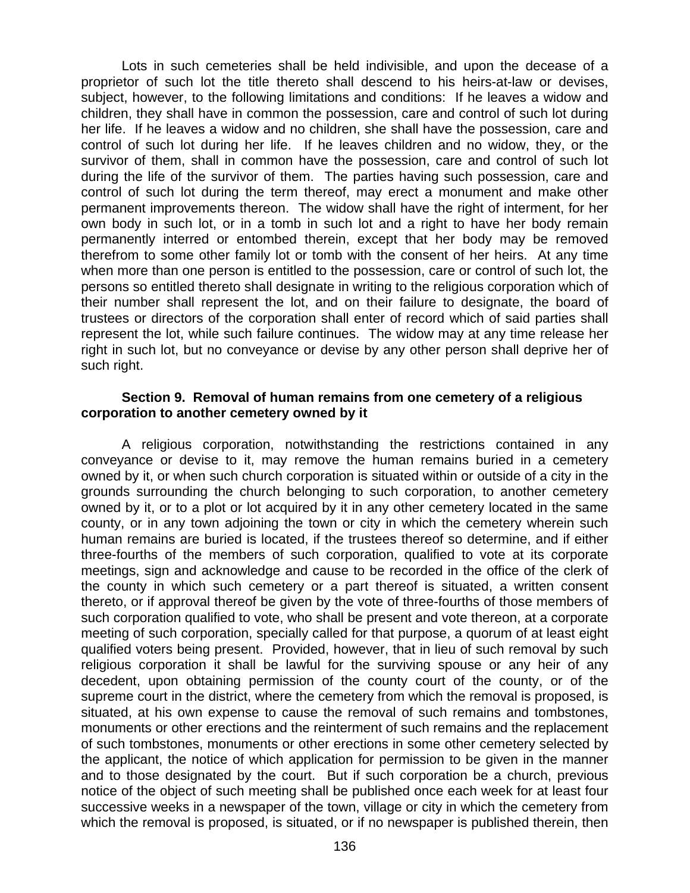Lots in such cemeteries shall be held indivisible, and upon the decease of a proprietor of such lot the title thereto shall descend to his heirs-at-law or devises, subject, however, to the following limitations and conditions: If he leaves a widow and children, they shall have in common the possession, care and control of such lot during her life. If he leaves a widow and no children, she shall have the possession, care and control of such lot during her life. If he leaves children and no widow, they, or the survivor of them, shall in common have the possession, care and control of such lot during the life of the survivor of them. The parties having such possession, care and control of such lot during the term thereof, may erect a monument and make other permanent improvements thereon. The widow shall have the right of interment, for her own body in such lot, or in a tomb in such lot and a right to have her body remain permanently interred or entombed therein, except that her body may be removed therefrom to some other family lot or tomb with the consent of her heirs. At any time when more than one person is entitled to the possession, care or control of such lot, the persons so entitled thereto shall designate in writing to the religious corporation which of their number shall represent the lot, and on their failure to designate, the board of trustees or directors of the corporation shall enter of record which of said parties shall represent the lot, while such failure continues. The widow may at any time release her right in such lot, but no conveyance or devise by any other person shall deprive her of such right.

**Section 9. Removal of human remains from one cemetery of a religious corporation to another cemetery owned by it**

A religious corporation, notwithstanding the restrictions contained in any conveyance or devise to it, may remove the human remains buried in a cemetery owned by it, or when such church corporation is situated within or outside of a city in the grounds surrounding the church belonging to such corporation, to another cemetery owned by it, or to a plot or lot acquired by it in any other cemetery located in the same county, or in any town adjoining the town or city in which the cemetery wherein such human remains are buried is located, if the trustees thereof so determine, and if either three-fourths of the members of such corporation, qualified to vote at its corporate meetings, sign and acknowledge and cause to be recorded in the office of the clerk of the county in which such cemetery or a part thereof is situated, a written consent thereto, or if approval thereof be given by the vote of three-fourths of those members of such corporation qualified to vote, who shall be present and vote thereon, at a corporate meeting of such corporation, specially called for that purpose, a quorum of at least eight qualified voters being present. Provided, however, that in lieu of such removal by such religious corporation it shall be lawful for the surviving spouse or any heir of any decedent, upon obtaining permission of the county court of the county, or of the supreme court in the district, where the cemetery from which the removal is proposed, is situated, at his own expense to cause the removal of such remains and tombstones, monuments or other erections and the reinterment of such remains and the replacement of such tombstones, monuments or other erections in some other cemetery selected by the applicant, the notice of which application for permission to be given in the manner and to those designated by the court. But if such corporation be a church, previous notice of the object of such meeting shall be published once each week for at least four successive weeks in a newspaper of the town, village or city in which the cemetery from which the removal is proposed, is situated, or if no newspaper is published therein, then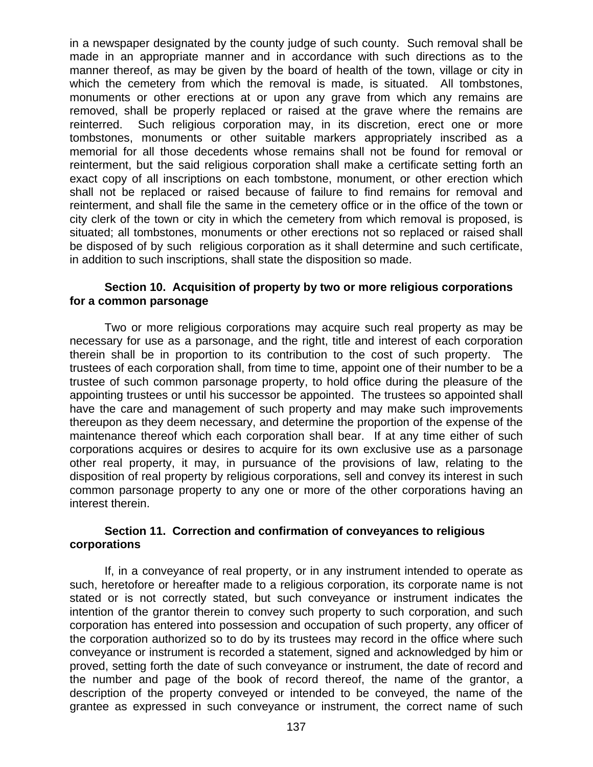in a newspaper designated by the county judge of such county. Such removal shall be made in an appropriate manner and in accordance with such directions as to the manner thereof, as may be given by the board of health of the town, village or city in which the cemetery from which the removal is made, is situated. All tombstones, monuments or other erections at or upon any grave from which any remains are removed, shall be properly replaced or raised at the grave where the remains are reinterred. Such religious corporation may, in its discretion, erect one or more tombstones, monuments or other suitable markers appropriately inscribed as a memorial for all those decedents whose remains shall not be found for removal or reinterment, but the said religious corporation shall make a certificate setting forth an exact copy of all inscriptions on each tombstone, monument, or other erection which shall not be replaced or raised because of failure to find remains for removal and reinterment, and shall file the same in the cemetery office or in the office of the town or city clerk of the town or city in which the cemetery from which removal is proposed, is situated; all tombstones, monuments or other erections not so replaced or raised shall be disposed of by such religious corporation as it shall determine and such certificate, in addition to such inscriptions, shall state the disposition so made.

**Section 10. Acquisition of property by two or more religious corporations for a common parsonage**

Two or more religious corporations may acquire such real property as may be necessary for use as a parsonage, and the right, title and interest of each corporation therein shall be in proportion to its contribution to the cost of such property. The trustees of each corporation shall, from time to time, appoint one of their number to be a trustee of such common parsonage property, to hold office during the pleasure of the appointing trustees or until his successor be appointed. The trustees so appointed shall have the care and management of such property and may make such improvements thereupon as they deem necessary, and determine the proportion of the expense of the maintenance thereof which each corporation shall bear. If at any time either of such corporations acquires or desires to acquire for its own exclusive use as a parsonage other real property, it may, in pursuance of the provisions of law, relating to the disposition of real property by religious corporations, sell and convey its interest in such common parsonage property to any one or more of the other corporations having an interest therein.

**Section 11. Correction and confirmation of conveyances to religious corporations**

If, in a conveyance of real property, or in any instrument intended to operate as such, heretofore or hereafter made to a religious corporation, its corporate name is not stated or is not correctly stated, but such conveyance or instrument indicates the intention of the grantor therein to convey such property to such corporation, and such corporation has entered into possession and occupation of such property, any officer of the corporation authorized so to do by its trustees may record in the office where such conveyance or instrument is recorded a statement, signed and acknowledged by him or proved, setting forth the date of such conveyance or instrument, the date of record and the number and page of the book of record thereof, the name of the grantor, a description of the property conveyed or intended to be conveyed, the name of the grantee as expressed in such conveyance or instrument, the correct name of such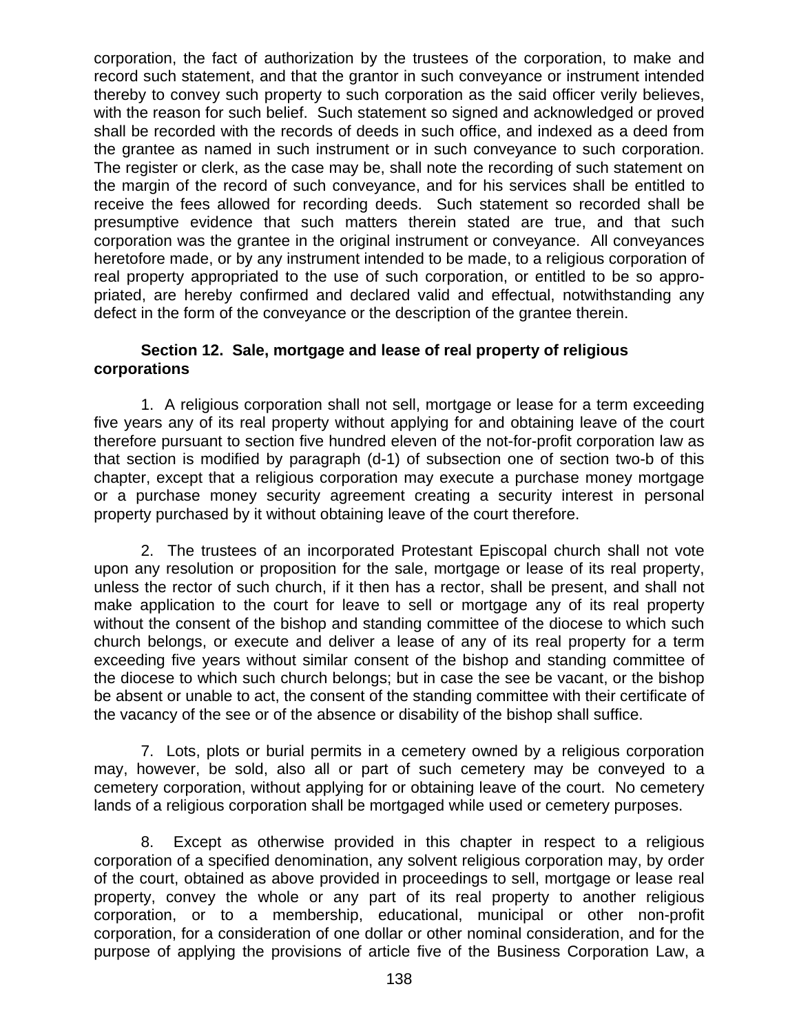corporation, the fact of authorization by the trustees of the corporation, to make and record such statement, and that the grantor in such conveyance or instrument intended thereby to convey such property to such corporation as the said officer verily believes, with the reason for such belief. Such statement so signed and acknowledged or proved shall be recorded with the records of deeds in such office, and indexed as a deed from the grantee as named in such instrument or in such conveyance to such corporation. The register or clerk, as the case may be, shall note the recording of such statement on the margin of the record of such conveyance, and for his services shall be entitled to receive the fees allowed for recording deeds. Such statement so recorded shall be presumptive evidence that such matters therein stated are true, and that such corporation was the grantee in the original instrument or conveyance. All conveyances heretofore made, or by any instrument intended to be made, to a religious corporation of real property appropriated to the use of such corporation, or entitled to be so appropriated, are hereby confirmed and declared valid and effectual, notwithstanding any defect in the form of the conveyance or the description of the grantee therein.

**Section 12. Sale, mortgage and lease of real property of religious corporations**

1. A religious corporation shall not sell, mortgage or lease for a term exceeding five years any of its real property without applying for and obtaining leave of the court therefore pursuant to section five hundred eleven of the not-for-profit corporation law as that section is modified by paragraph (d-1) of subsection one of section two-b of this chapter, except that a religious corporation may execute a purchase money mortgage or a purchase money security agreement creating a security interest in personal property purchased by it without obtaining leave of the court therefore.

2. The trustees of an incorporated Protestant Episcopal church shall not vote upon any resolution or proposition for the sale, mortgage or lease of its real property, unless the rector of such church, if it then has a rector, shall be present, and shall not make application to the court for leave to sell or mortgage any of its real property without the consent of the bishop and standing committee of the diocese to which such church belongs, or execute and deliver a lease of any of its real property for a term exceeding five years without similar consent of the bishop and standing committee of the diocese to which such church belongs; but in case the see be vacant, or the bishop be absent or unable to act, the consent of the standing committee with their certificate of the vacancy of the see or of the absence or disability of the bishop shall suffice.

7. Lots, plots or burial permits in a cemetery owned by a religious corporation may, however, be sold, also all or part of such cemetery may be conveyed to a cemetery corporation, without applying for or obtaining leave of the court. No cemetery lands of a religious corporation shall be mortgaged while used or cemetery purposes.

8. Except as otherwise provided in this chapter in respect to a religious corporation of a specified denomination, any solvent religious corporation may, by order of the court, obtained as above provided in proceedings to sell, mortgage or lease real property, convey the whole or any part of its real property to another religious corporation, or to a membership, educational, municipal or other non-profit corporation, for a consideration of one dollar or other nominal consideration, and for the purpose of applying the provisions of article five of the Business Corporation Law, a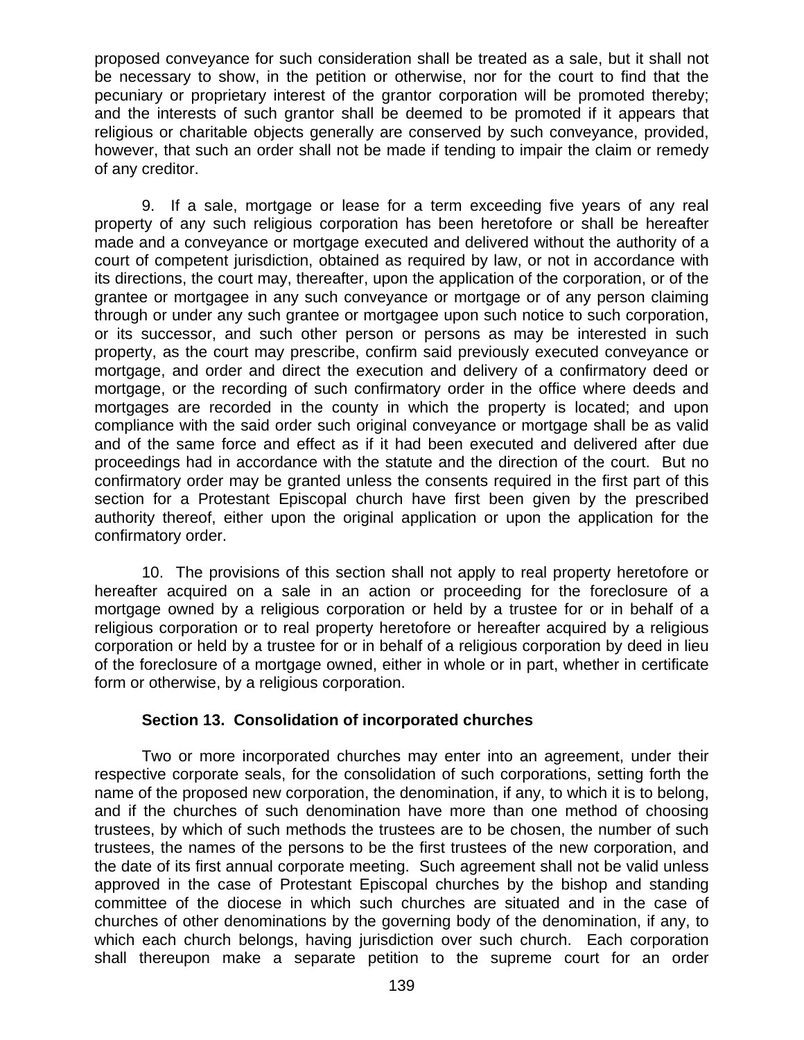proposed conveyance for such consideration shall be treated as a sale, but it shall not be necessary to show, in the petition or otherwise, nor for the court to find that the pecuniary or proprietary interest of the grantor corporation will be promoted thereby; and the interests of such grantor shall be deemed to be promoted if it appears that religious or charitable objects generally are conserved by such conveyance, provided, however, that such an order shall not be made if tending to impair the claim or remedy of any creditor.

9. If a sale, mortgage or lease for a term exceeding five years of any real property of any such religious corporation has been heretofore or shall be hereafter made and a conveyance or mortgage executed and delivered without the authority of a court of competent jurisdiction, obtained as required by law, or not in accordance with its directions, the court may, thereafter, upon the application of the corporation, or of the grantee or mortgagee in any such conveyance or mortgage or of any person claiming through or under any such grantee or mortgagee upon such notice to such corporation, or its successor, and such other person or persons as may be interested in such property, as the court may prescribe, confirm said previously executed conveyance or mortgage, and order and direct the execution and delivery of a confirmatory deed or mortgage, or the recording of such confirmatory order in the office where deeds and mortgages are recorded in the county in which the property is located; and upon compliance with the said order such original conveyance or mortgage shall be as valid and of the same force and effect as if it had been executed and delivered after due proceedings had in accordance with the statute and the direction of the court. But no confirmatory order may be granted unless the consents required in the first part of this section for a Protestant Episcopal church have first been given by the prescribed authority thereof, either upon the original application or upon the application for the confirmatory order.

10. The provisions of this section shall not apply to real property heretofore or hereafter acquired on a sale in an action or proceeding for the foreclosure of a mortgage owned by a religious corporation or held by a trustee for or in behalf of a religious corporation or to real property heretofore or hereafter acquired by a religious corporation or held by a trustee for or in behalf of a religious corporation by deed in lieu of the foreclosure of a mortgage owned, either in whole or in part, whether in certificate form or otherwise, by a religious corporation.

**Section 13. Consolidation of incorporated churches**

Two or more incorporated churches may enter into an agreement, under their respective corporate seals, for the consolidation of such corporations, setting forth the name of the proposed new corporation, the denomination, if any, to which it is to belong, and if the churches of such denomination have more than one method of choosing trustees, by which of such methods the trustees are to be chosen, the number of such trustees, the names of the persons to be the first trustees of the new corporation, and the date of its first annual corporate meeting. Such agreement shall not be valid unless approved in the case of Protestant Episcopal churches by the bishop and standing committee of the diocese in which such churches are situated and in the case of churches of other denominations by the governing body of the denomination, if any, to which each church belongs, having jurisdiction over such church. Each corporation shall thereupon make a separate petition to the supreme court for an order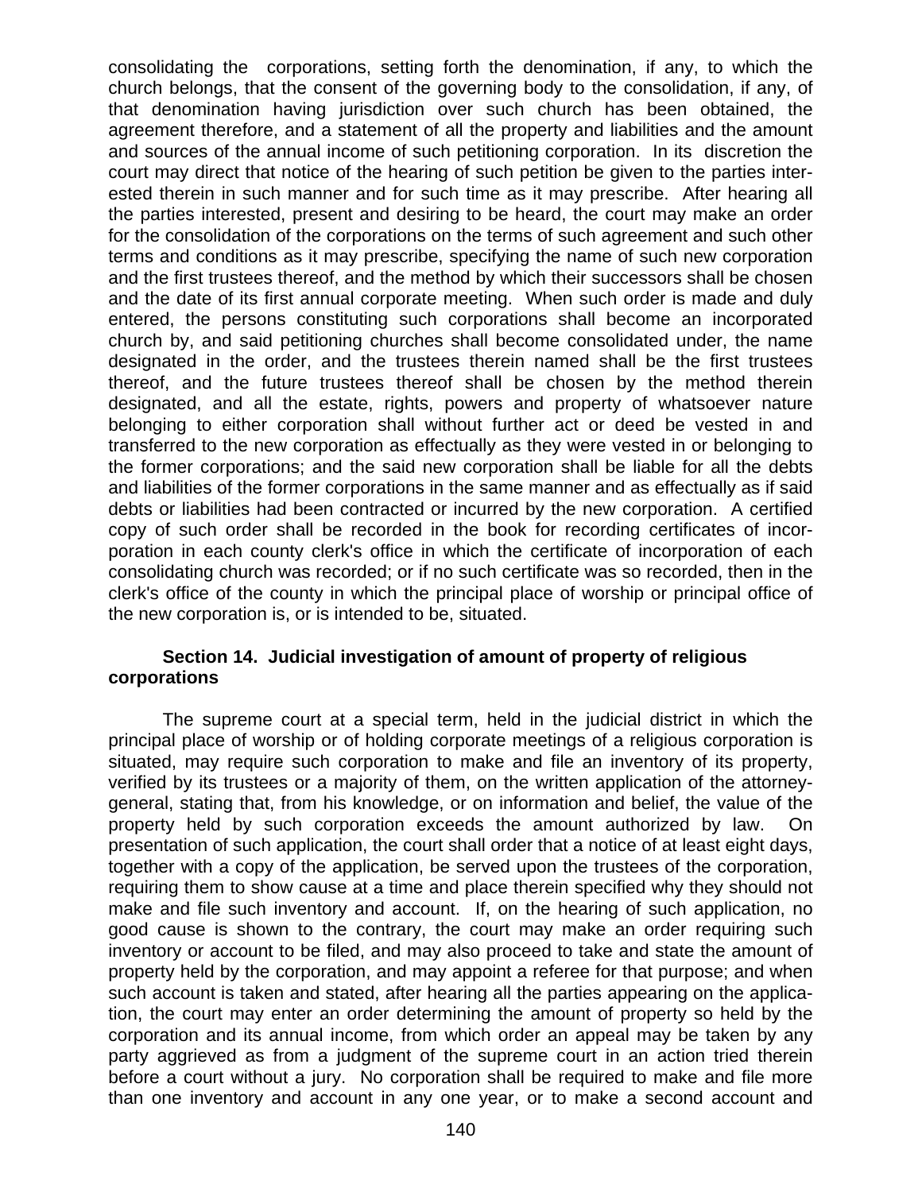consolidating the corporations, setting forth the denomination, if any, to which the church belongs, that the consent of the governing body to the consolidation, if any, of that denomination having jurisdiction over such church has been obtained, the agreement therefore, and a statement of all the property and liabilities and the amount and sources of the annual income of such petitioning corporation. In its discretion the court may direct that notice of the hearing of such petition be given to the parties interested therein in such manner and for such time as it may prescribe. After hearing all the parties interested, present and desiring to be heard, the court may make an order for the consolidation of the corporations on the terms of such agreement and such other terms and conditions as it may prescribe, specifying the name of such new corporation and the first trustees thereof, and the method by which their successors shall be chosen and the date of its first annual corporate meeting. When such order is made and duly entered, the persons constituting such corporations shall become an incorporated church by, and said petitioning churches shall become consolidated under, the name designated in the order, and the trustees therein named shall be the first trustees thereof, and the future trustees thereof shall be chosen by the method therein designated, and all the estate, rights, powers and property of whatsoever nature belonging to either corporation shall without further act or deed be vested in and transferred to the new corporation as effectually as they were vested in or belonging to the former corporations; and the said new corporation shall be liable for all the debts and liabilities of the former corporations in the same manner and as effectually as if said debts or liabilities had been contracted or incurred by the new corporation. A certified copy of such order shall be recorded in the book for recording certificates of incorporation in each county clerk's office in which the certificate of incorporation of each consolidating church was recorded; or if no such certificate was so recorded, then in the clerk's office of the county in which the principal place of worship or principal office of the new corporation is, or is intended to be, situated.

**Section 14. Judicial investigation of amount of property of religious corporations**

The supreme court at a special term, held in the judicial district in which the principal place of worship or of holding corporate meetings of a religious corporation is situated, may require such corporation to make and file an inventory of its property, verified by its trustees or a majority of them, on the written application of the attorney-general, stating that, from his knowledge, or on information and belief, the value of the property held by such corporation exceeds the amount authorized by law. On presentation of such application, the court shall order that a notice of at least eight days, together with a copy of the application, be served upon the trustees of the corporation, requiring them to show cause at a time and place therein specified why they should not make and file such inventory and account. If, on the hearing of such application, no good cause is shown to the contrary, the court may make an order requiring such inventory or account to be filed, and may also proceed to take and state the amount of property held by the corporation, and may appoint a referee for that purpose; and when such account is taken and stated, after hearing all the parties appearing on the application, the court may enter an order determining the amount of property so held by the corporation and its annual income, from which order an appeal may be taken by any party aggrieved as from a judgment of the supreme court in an action tried therein before a court without a jury. No corporation shall be required to make and file more than one inventory and account in any one year, or to make a second account and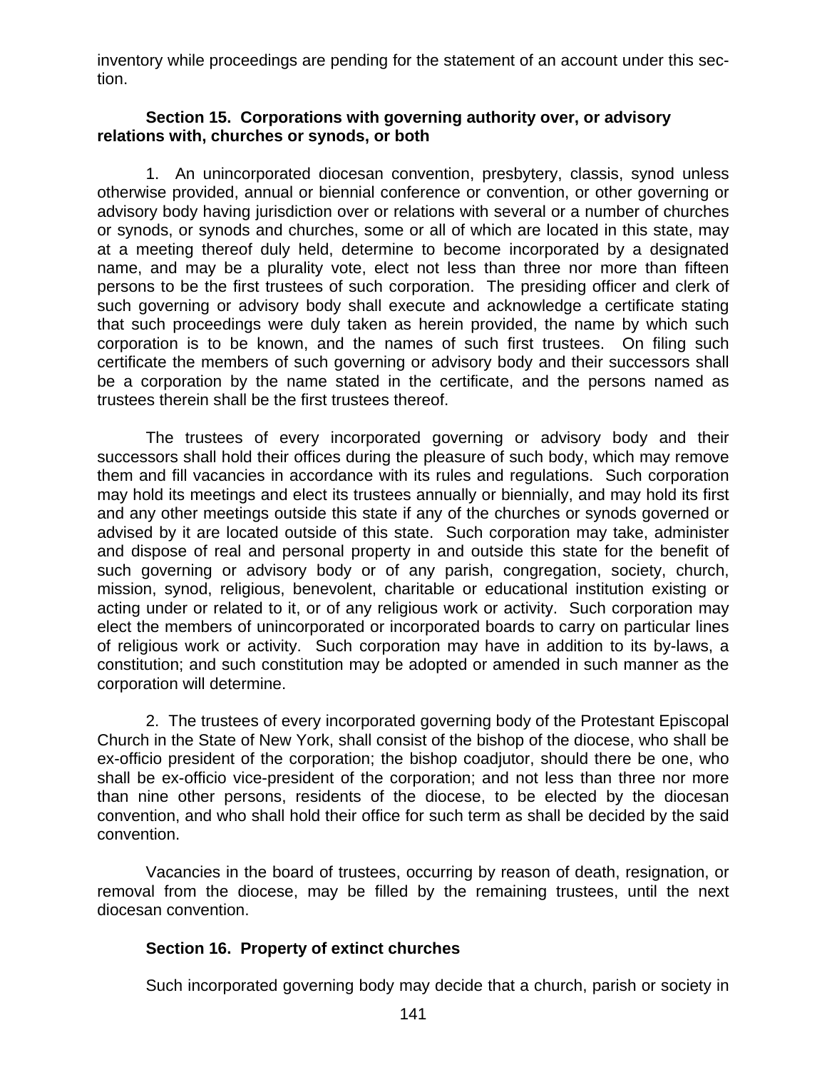inventory while proceedings are pending for the statement of an account under this section.

**Section 15. Corporations with governing authority over, or advisory relations with, churches or synods, or both**

1. An unincorporated diocesan convention, presbytery, classis, synod unless otherwise provided, annual or biennial conference or convention, or other governing or advisory body having jurisdiction over or relations with several or a number of churches or synods, or synods and churches, some or all of which are located in this state, may at a meeting thereof duly held, determine to become incorporated by a designated name, and may be a plurality vote, elect not less than three nor more than fifteen persons to be the first trustees of such corporation. The presiding officer and clerk of such governing or advisory body shall execute and acknowledge a certificate stating that such proceedings were duly taken as herein provided, the name by which such corporation is to be known, and the names of such first trustees. On filing such certificate the members of such governing or advisory body and their successors shall be a corporation by the name stated in the certificate, and the persons named as trustees therein shall be the first trustees thereof.

The trustees of every incorporated governing or advisory body and their successors shall hold their offices during the pleasure of such body, which may remove them and fill vacancies in accordance with its rules and regulations. Such corporation may hold its meetings and elect its trustees annually or biennially, and may hold its first and any other meetings outside this state if any of the churches or synods governed or advised by it are located outside of this state. Such corporation may take, administer and dispose of real and personal property in and outside this state for the benefit of such governing or advisory body or of any parish, congregation, society, church, mission, synod, religious, benevolent, charitable or educational institution existing or acting under or related to it, or of any religious work or activity. Such corporation may elect the members of unincorporated or incorporated boards to carry on particular lines of religious work or activity. Such corporation may have in addition to its by-laws, a constitution; and such constitution may be adopted or amended in such manner as the corporation will determine.

2. The trustees of every incorporated governing body of the Protestant Episcopal Church in the State of New York, shall consist of the bishop of the diocese, who shall be ex-officio president of the corporation; the bishop coadjutor, should there be one, who shall be ex-officio vice-president of the corporation; and not less than three nor more than nine other persons, residents of the diocese, to be elected by the diocesan convention, and who shall hold their office for such term as shall be decided by the said convention.

Vacancies in the board of trustees, occurring by reason of death, resignation, or removal from the diocese, may be filled by the remaining trustees, until the next diocesan convention.

**Section 16. Property of extinct churches**

Such incorporated governing body may decide that a church, parish or society in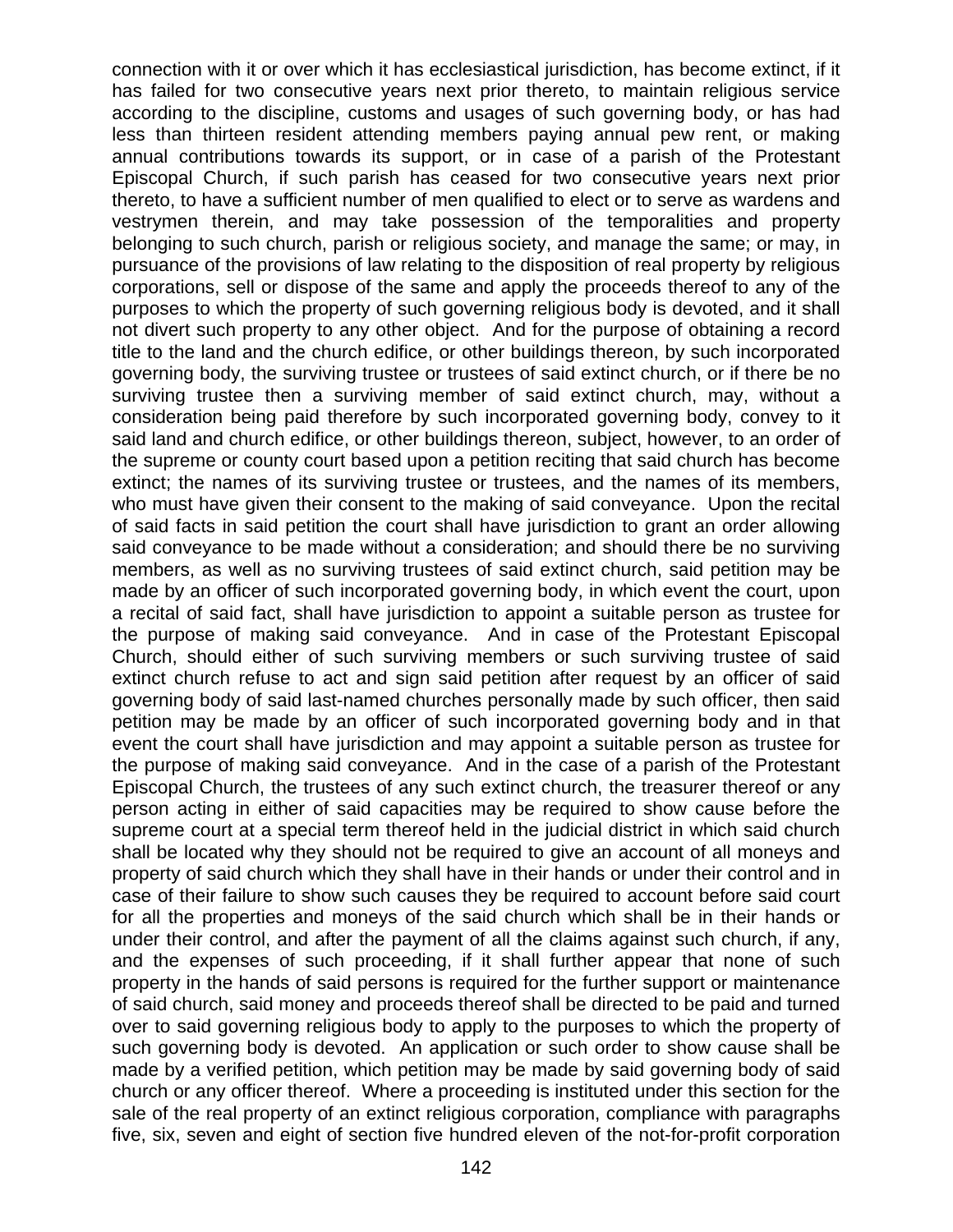connection with it or over which it has ecclesiastical jurisdiction, has become extinct, if it has failed for two consecutive years next prior thereto, to maintain religious service according to the discipline, customs and usages of such governing body, or has had less than thirteen resident attending members paying annual pew rent, or making annual contributions towards its support, or in case of a parish of the Protestant Episcopal Church, if such parish has ceased for two consecutive years next prior thereto, to have a sufficient number of men qualified to elect or to serve as wardens and vestrymen therein, and may take possession of the temporalities and property belonging to such church, parish or religious society, and manage the same; or may, in pursuance of the provisions of law relating to the disposition of real property by religious corporations, sell or dispose of the same and apply the proceeds thereof to any of the purposes to which the property of such governing religious body is devoted, and it shall not divert such property to any other object. And for the purpose of obtaining a record title to the land and the church edifice, or other buildings thereon, by such incorporated governing body, the surviving trustee or trustees of said extinct church, or if there be no surviving trustee then a surviving member of said extinct church, may, without a consideration being paid therefore by such incorporated governing body, convey to it said land and church edifice, or other buildings thereon, subject, however, to an order of the supreme or county court based upon a petition reciting that said church has become extinct; the names of its surviving trustee or trustees, and the names of its members, who must have given their consent to the making of said conveyance. Upon the recital of said facts in said petition the court shall have jurisdiction to grant an order allowing said conveyance to be made without a consideration; and should there be no surviving members, as well as no surviving trustees of said extinct church, said petition may be made by an officer of such incorporated governing body, in which event the court, upon a recital of said fact, shall have jurisdiction to appoint a suitable person as trustee for the purpose of making said conveyance. And in case of the Protestant Episcopal Church, should either of such surviving members or such surviving trustee of said extinct church refuse to act and sign said petition after request by an officer of said governing body of said last-named churches personally made by such officer, then said petition may be made by an officer of such incorporated governing body and in that event the court shall have jurisdiction and may appoint a suitable person as trustee for the purpose of making said conveyance. And in the case of a parish of the Protestant Episcopal Church, the trustees of any such extinct church, the treasurer thereof or any person acting in either of said capacities may be required to show cause before the supreme court at a special term thereof held in the judicial district in which said church shall be located why they should not be required to give an account of all moneys and property of said church which they shall have in their hands or under their control and in case of their failure to show such causes they be required to account before said court for all the properties and moneys of the said church which shall be in their hands or under their control, and after the payment of all the claims against such church, if any, and the expenses of such proceeding, if it shall further appear that none of such property in the hands of said persons is required for the further support or maintenance of said church, said money and proceeds thereof shall be directed to be paid and turned over to said governing religious body to apply to the purposes to which the property of such governing body is devoted. An application or such order to show cause shall be made by a verified petition, which petition may be made by said governing body of said church or any officer thereof. Where a proceeding is instituted under this section for the sale of the real property of an extinct religious corporation, compliance with paragraphs five, six, seven and eight of section five hundred eleven of the not-for-profit corporation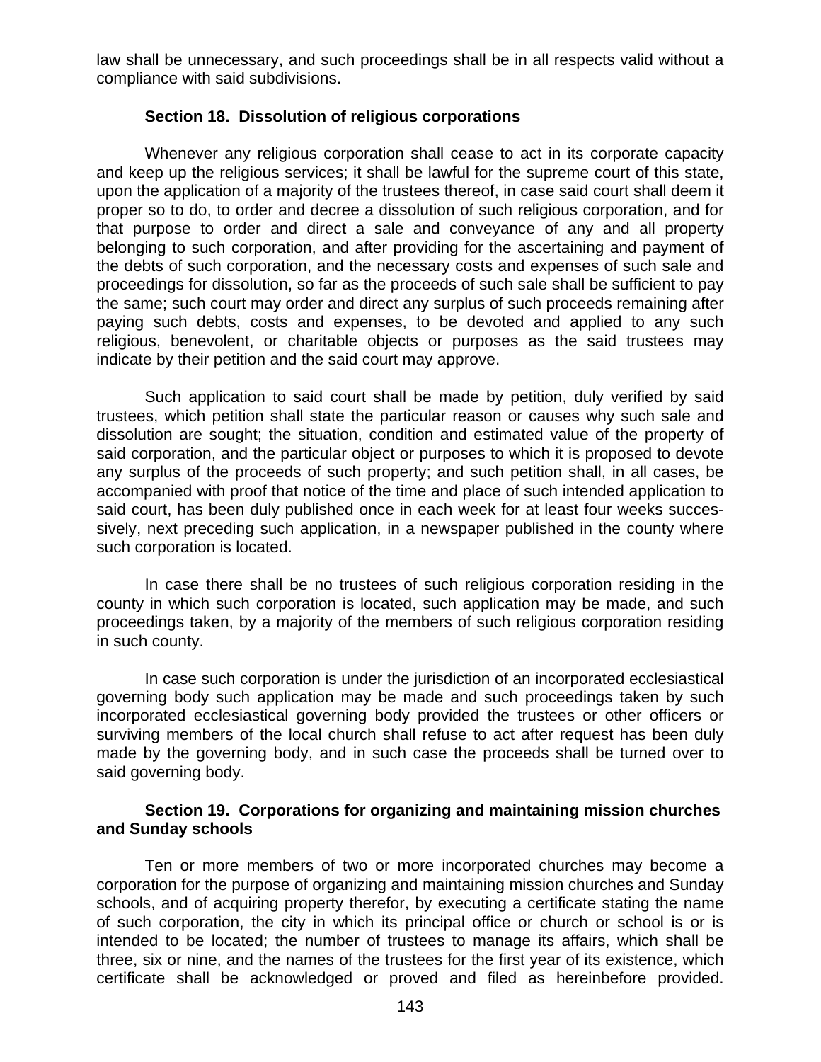law shall be unnecessary, and such proceedings shall be in all respects valid without a compliance with said subdivisions.

### Section 18. Dissolution of religious corporations

Whenever any religious corporation shall cease to act in its corporate capacity and keep up the religious services; it shall be lawful for the supreme court of this state, upon the application of a majority of the trustees thereof, in case said court shall deem it proper so to do, to order and decree a dissolution of such religious corporation, and for that purpose to order and direct a sale and conveyance of any and all property belonging to such corporation, and after providing for the ascertaining and payment of the debts of such corporation, and the necessary costs and expenses of such sale and proceedings for dissolution, so far as the proceeds of such sale shall be sufficient to pay the same; such court may order and direct any surplus of such proceeds remaining after paying such debts, costs and expenses, to be devoted and applied to any such religious, benevolent, or charitable objects or purposes as the said trustees may indicate by their petition and the said court may approve.

Such application to said court shall be made by petition, duly verified by said trustees, which petition shall state the particular reason or causes why such sale and dissolution are sought; the situation, condition and estimated value of the property of said corporation, and the particular object or purposes to which it is proposed to devote any surplus of the proceeds of such property; and such petition shall, in all cases, be accompanied with proof that notice of the time and place of such intended application to said court, has been duly published once in each week for at least four weeks successively, next preceding such application, in a newspaper published in the county where such corporation is located.

In case there shall be no trustees of such religious corporation residing in the county in which such corporation is located, such application may be made, and such proceedings taken, by a majority of the members of such religious corporation residing in such county.

In case such corporation is under the jurisdiction of an incorporated ecclesiastical governing body such application may be made and such proceedings taken by such incorporated ecclesiastical governing body provided the trustees or other officers or surviving members of the local church shall refuse to act after request has been duly made by the governing body, and in such case the proceeds shall be turned over to said governing body.

### Section 19. Corporations for organizing and maintaining mission churches and Sunday schools

Ten or more members of two or more incorporated churches may become a corporation for the purpose of organizing and maintaining mission churches and Sunday schools, and of acquiring property therefor, by executing a certificate stating the name of such corporation, the city in which its principal office or church or school is or is intended to be located; the number of trustees to manage its affairs, which shall be three, six or nine, and the names of the trustees for the first year of its existence, which certificate shall be acknowledged or proved and filed as hereinbefore provided.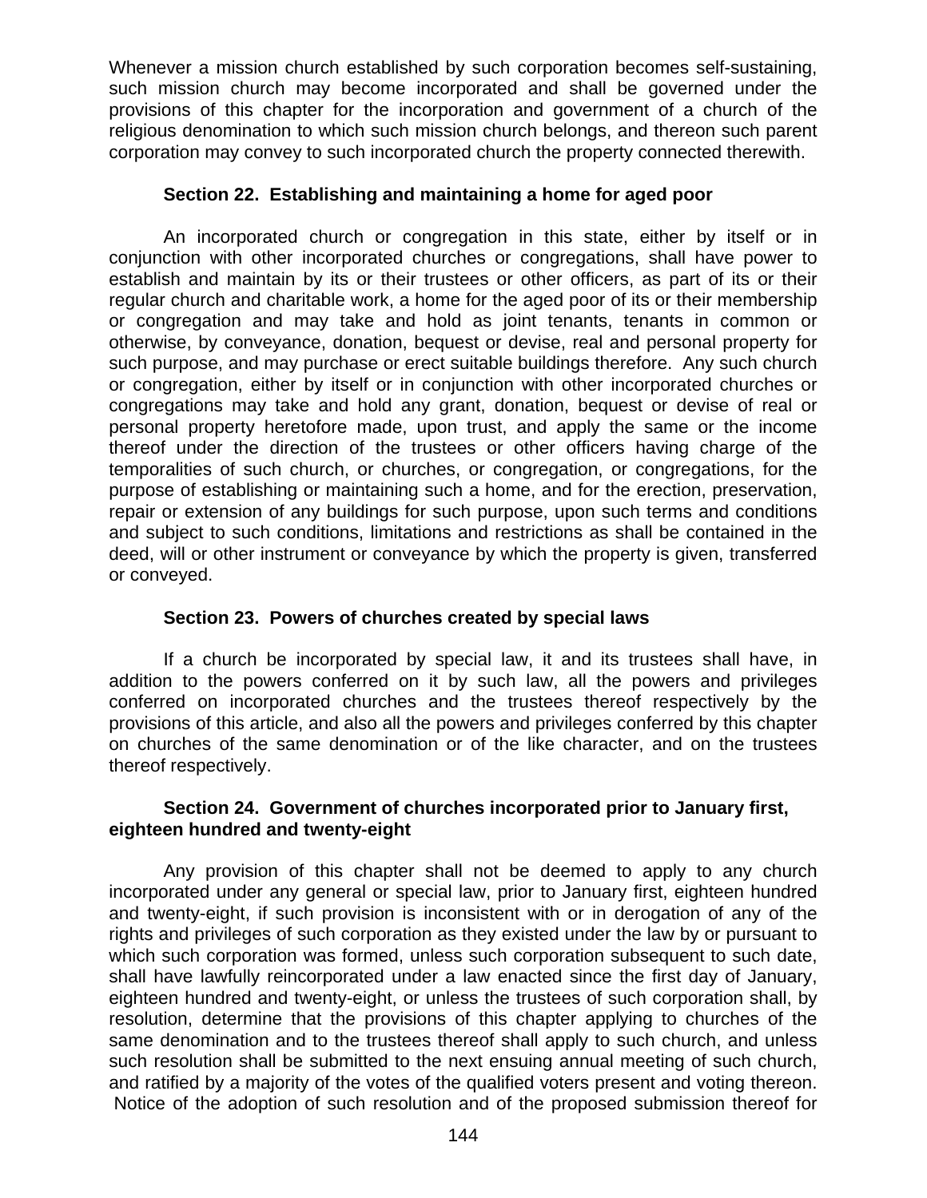Whenever a mission church established by such corporation becomes self-sustaining, such mission church may become incorporated and shall be governed under the provisions of this chapter for the incorporation and government of a church of the religious denomination to which such mission church belongs, and thereon such parent corporation may convey to such incorporated church the property connected therewith.

### Section 22. Establishing and maintaining a home for aged poor

An incorporated church or congregation in this state, either by itself or in conjunction with other incorporated churches or congregations, shall have power to establish and maintain by its or their trustees or other officers, as part of its or their regular church and charitable work, a home for the aged poor of its or their membership or congregation and may take and hold as joint tenants, tenants in common or otherwise, by conveyance, donation, bequest or devise, real and personal property for such purpose, and may purchase or erect suitable buildings therefore. Any such church or congregation, either by itself or in conjunction with other incorporated churches or congregations may take and hold any grant, donation, bequest or devise of real or personal property heretofore made, upon trust, and apply the same or the income thereof under the direction of the trustees or other officers having charge of the temporalities of such church, or churches, or congregation, or congregations, for the purpose of establishing or maintaining such a home, and for the erection, preservation, repair or extension of any buildings for such purpose, upon such terms and conditions and subject to such conditions, limitations and restrictions as shall be contained in the deed, will or other instrument or conveyance by which the property is given, transferred or conveyed.

### Section 23. Powers of churches created by special laws

If a church be incorporated by special law, it and its trustees shall have, in addition to the powers conferred on it by such law, all the powers and privileges conferred on incorporated churches and the trustees thereof respectively by the provisions of this article, and also all the powers and privileges conferred by this chapter on churches of the same denomination or of the like character, and on the trustees thereof respectively.

### Section 24. Government of churches incorporated prior to January first, eighteen hundred and twenty-eight

Any provision of this chapter shall not be deemed to apply to any church incorporated under any general or special law, prior to January first, eighteen hundred and twenty-eight, if such provision is inconsistent with or in derogation of any of the rights and privileges of such corporation as they existed under the law by or pursuant to which such corporation was formed, unless such corporation subsequent to such date, shall have lawfully reincorporated under a law enacted since the first day of January, eighteen hundred and twenty-eight, or unless the trustees of such corporation shall, by resolution, determine that the provisions of this chapter applying to churches of the same denomination and to the trustees thereof shall apply to such church, and unless such resolution shall be submitted to the next ensuing annual meeting of such church, and ratified by a majority of the votes of the qualified voters present and voting thereon. Notice of the adoption of such resolution and of the proposed submission thereof for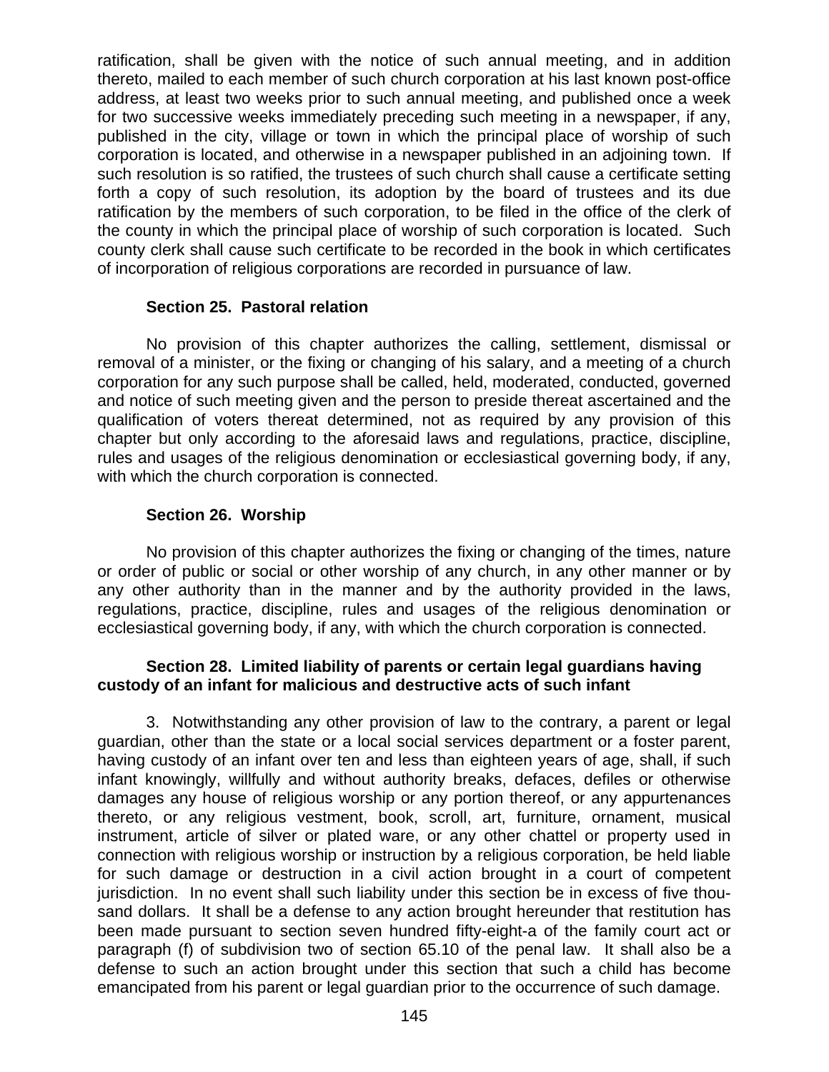ratification, shall be given with the notice of such annual meeting, and in addition thereto, mailed to each member of such church corporation at his last known post-office address, at least two weeks prior to such annual meeting, and published once a week for two successive weeks immediately preceding such meeting in a newspaper, if any, published in the city, village or town in which the principal place of worship of such corporation is located, and otherwise in a newspaper published in an adjoining town. If such resolution is so ratified, the trustees of such church shall cause a certificate setting forth a copy of such resolution, its adoption by the board of trustees and its due ratification by the members of such corporation, to be filed in the office of the clerk of the county in which the principal place of worship of such corporation is located. Such county clerk shall cause such certificate to be recorded in the book in which certificates of incorporation of religious corporations are recorded in pursuance of law.

### Section 25. Pastoral relation

No provision of this chapter authorizes the calling, settlement, dismissal or removal of a minister, or the fixing or changing of his salary, and a meeting of a church corporation for any such purpose shall be called, held, moderated, conducted, governed and notice of such meeting given and the person to preside thereat ascertained and the qualification of voters thereat determined, not as required by any provision of this chapter but only according to the aforesaid laws and regulations, practice, discipline, rules and usages of the religious denomination or ecclesiastical governing body, if any, with which the church corporation is connected.

### Section 26. Worship

No provision of this chapter authorizes the fixing or changing of the times, nature or order of public or social or other worship of any church, in any other manner or by any other authority than in the manner and by the authority provided in the laws, regulations, practice, discipline, rules and usages of the religious denomination or ecclesiastical governing body, if any, with which the church corporation is connected.

### Section 28. Limited liability of parents or certain legal guardians having custody of an infant for malicious and destructive acts of such infant

3. Notwithstanding any other provision of law to the contrary, a parent or legal guardian, other than the state or a local social services department or a foster parent, having custody of an infant over ten and less than eighteen years of age, shall, if such infant knowingly, willfully and without authority breaks, defaces, defiles or otherwise damages any house of religious worship or any portion thereof, or any appurtenances thereto, or any religious vestment, book, scroll, art, furniture, ornament, musical instrument, article of silver or plated ware, or any other chattel or property used in connection with religious worship or instruction by a religious corporation, be held liable for such damage or destruction in a civil action brought in a court of competent jurisdiction. In no event shall such liability under this section be in excess of five thousand dollars. It shall be a defense to any action brought hereunder that restitution has been made pursuant to section seven hundred fifty-eight-a of the family court act or paragraph (f) of subdivision two of section 65.10 of the penal law. It shall also be a defense to such an action brought under this section that such a child has become emancipated from his parent or legal guardian prior to the occurrence of such damage.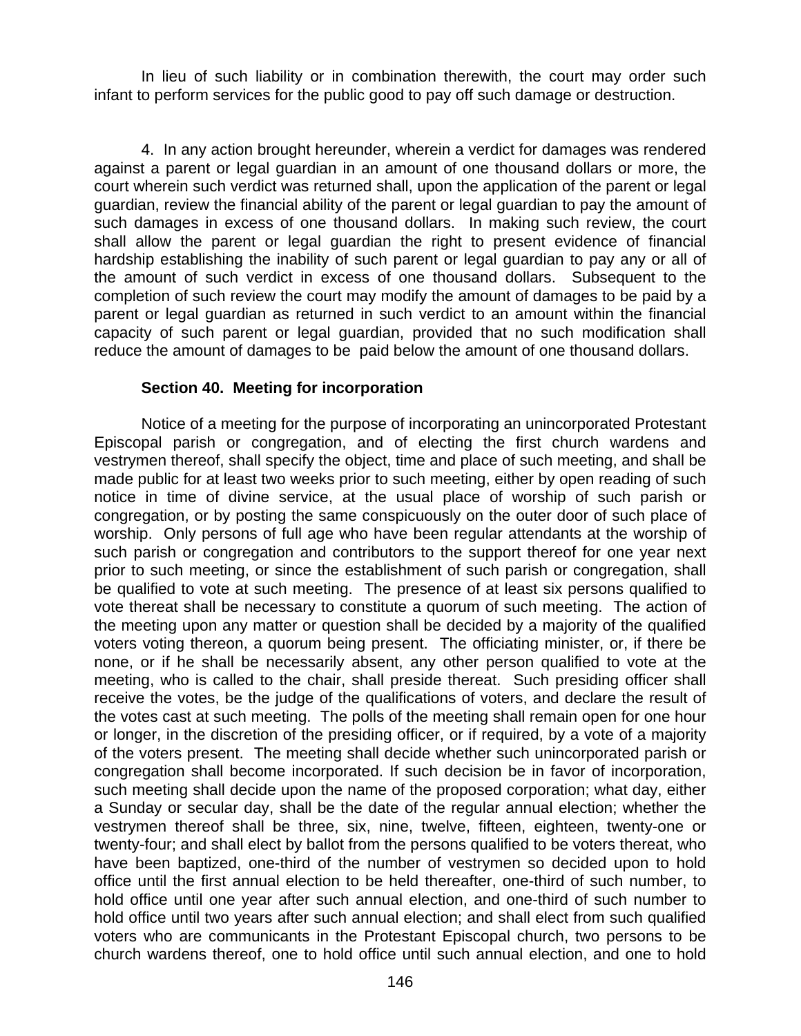In lieu of such liability or in combination therewith, the court may order such infant to perform services for the public good to pay off such damage or destruction.

4. In any action brought hereunder, wherein a verdict for damages was rendered against a parent or legal guardian in an amount of one thousand dollars or more, the court wherein such verdict was returned shall, upon the application of the parent or legal guardian, review the financial ability of the parent or legal guardian to pay the amount of such damages in excess of one thousand dollars. In making such review, the court shall allow the parent or legal guardian the right to present evidence of financial hardship establishing the inability of such parent or legal guardian to pay any or all of the amount of such verdict in excess of one thousand dollars. Subsequent to the completion of such review the court may modify the amount of damages to be paid by a parent or legal guardian as returned in such verdict to an amount within the financial capacity of such parent or legal guardian, provided that no such modification shall reduce the amount of damages to be paid below the amount of one thousand dollars.

### Section 40. Meeting for incorporation

Notice of a meeting for the purpose of incorporating an unincorporated Protestant Episcopal parish or congregation, and of electing the first church wardens and vestrymen thereof, shall specify the object, time and place of such meeting, and shall be made public for at least two weeks prior to such meeting, either by open reading of such notice in time of divine service, at the usual place of worship of such parish or congregation, or by posting the same conspicuously on the outer door of such place of worship. Only persons of full age who have been regular attendants at the worship of such parish or congregation and contributors to the support thereof for one year next prior to such meeting, or since the establishment of such parish or congregation, shall be qualified to vote at such meeting. The presence of at least six persons qualified to vote thereat shall be necessary to constitute a quorum of such meeting. The action of the meeting upon any matter or question shall be decided by a majority of the qualified voters voting thereon, a quorum being present. The officiating minister, or, if there be none, or if he shall be necessarily absent, any other person qualified to vote at the meeting, who is called to the chair, shall preside thereat. Such presiding officer shall receive the votes, be the judge of the qualifications of voters, and declare the result of the votes cast at such meeting. The polls of the meeting shall remain open for one hour or longer, in the discretion of the presiding officer, or if required, by a vote of a majority of the voters present. The meeting shall decide whether such unincorporated parish or congregation shall become incorporated. If such decision be in favor of incorporation, such meeting shall decide upon the name of the proposed corporation; what day, either a Sunday or secular day, shall be the date of the regular annual election; whether the vestrymen thereof shall be three, six, nine, twelve, fifteen, eighteen, twenty-one or twenty-four; and shall elect by ballot from the persons qualified to be voters thereat, who have been baptized, one-third of the number of vestrymen so decided upon to hold office until the first annual election to be held thereafter, one-third of such number, to hold office until one year after such annual election, and one-third of such number to hold office until two years after such annual election; and shall elect from such qualified voters who are communicants in the Protestant Episcopal church, two persons to be church wardens thereof, one to hold office until such annual election, and one to hold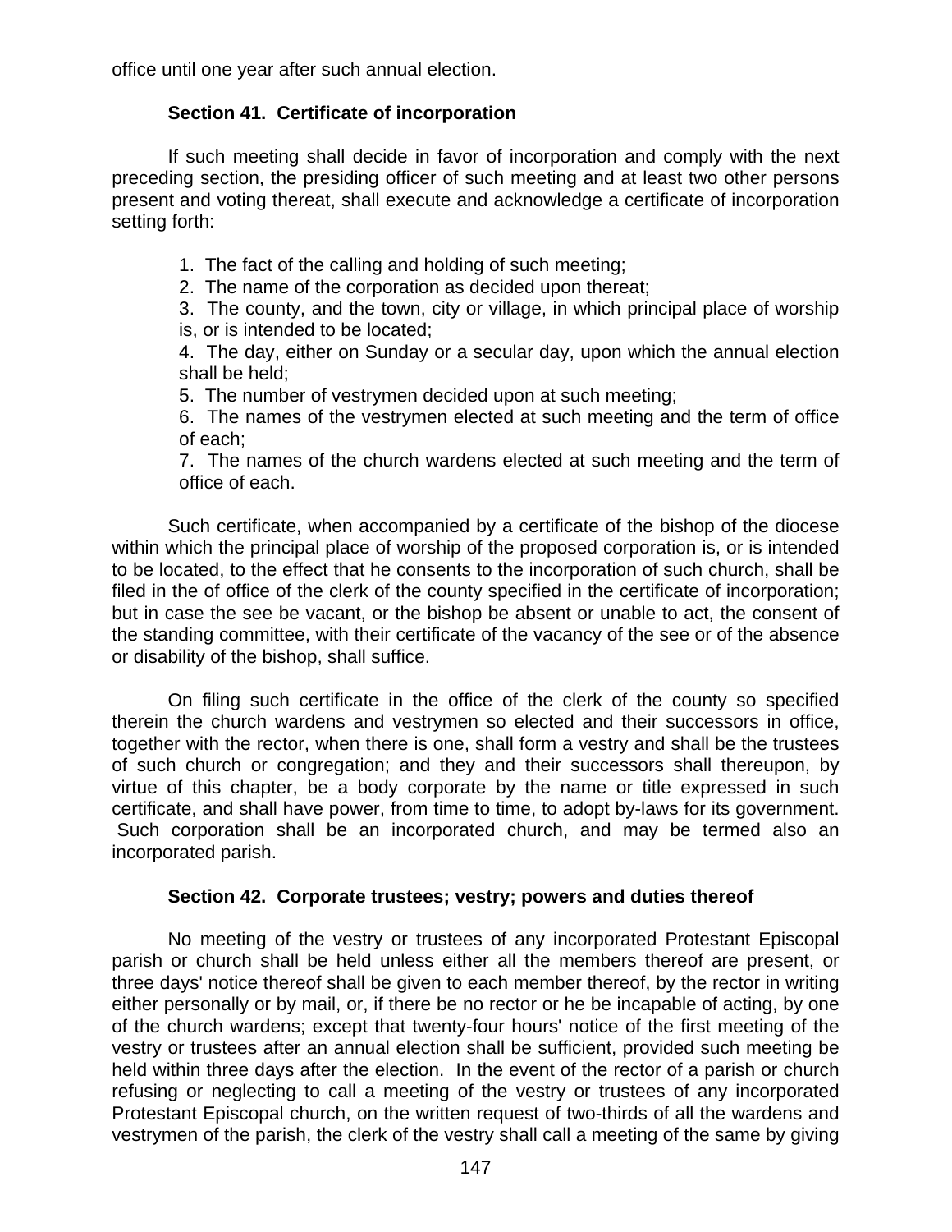office until one year after such annual election.

### Section 41. Certificate of incorporation

If such meeting shall decide in favor of incorporation and comply with the next preceding section, the presiding officer of such meeting and at least two other persons present and voting thereat, shall execute and acknowledge a certificate of incorporation setting forth:

1. The fact of the calling and holding of such meeting;
2. The name of the corporation as decided upon thereat;
3. The county, and the town, city or village, in which principal place of worship is, or is intended to be located;
4. The day, either on Sunday or a secular day, upon which the annual election shall be held;
5. The number of vestrymen decided upon at such meeting;
6. The names of the vestrymen elected at such meeting and the term of office of each;
7. The names of the church wardens elected at such meeting and the term of office of each.

Such certificate, when accompanied by a certificate of the bishop of the diocese within which the principal place of worship of the proposed corporation is, or is intended to be located, to the effect that he consents to the incorporation of such church, shall be filed in the of office of the clerk of the county specified in the certificate of incorporation; but in case the see be vacant, or the bishop be absent or unable to act, the consent of the standing committee, with their certificate of the vacancy of the see or of the absence or disability of the bishop, shall suffice.

On filing such certificate in the office of the clerk of the county so specified therein the church wardens and vestrymen so elected and their successors in office, together with the rector, when there is one, shall form a vestry and shall be the trustees of such church or congregation; and they and their successors shall thereupon, by virtue of this chapter, be a body corporate by the name or title expressed in such certificate, and shall have power, from time to time, to adopt by-laws for its government. Such corporation shall be an incorporated church, and may be termed also an incorporated parish.

### Section 42. Corporate trustees; vestry; powers and duties thereof

No meeting of the vestry or trustees of any incorporated Protestant Episcopal parish or church shall be held unless either all the members thereof are present, or three days' notice thereof shall be given to each member thereof, by the rector in writing either personally or by mail, or, if there be no rector or he be incapable of acting, by one of the church wardens; except that twenty-four hours' notice of the first meeting of the vestry or trustees after an annual election shall be sufficient, provided such meeting be held within three days after the election. In the event of the rector of a parish or church refusing or neglecting to call a meeting of the vestry or trustees of any incorporated Protestant Episcopal church, on the written request of two-thirds of all the wardens and vestrymen of the parish, the clerk of the vestry shall call a meeting of the same by giving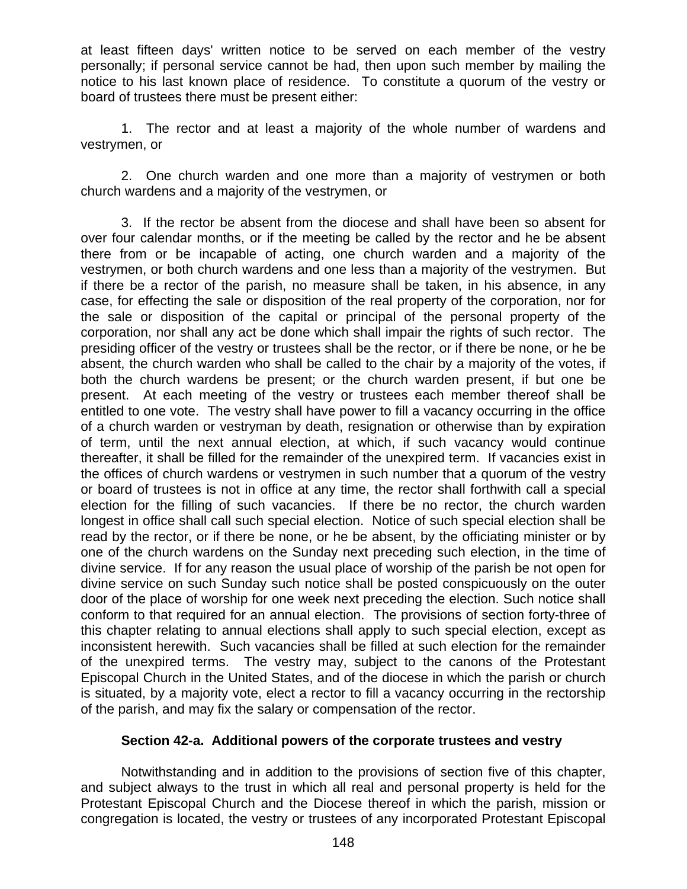at least fifteen days' written notice to be served on each member of the vestry personally; if personal service cannot be had, then upon such member by mailing the notice to his last known place of residence. To constitute a quorum of the vestry or board of trustees there must be present either:

1. The rector and at least a majority of the whole number of wardens and vestrymen, or

2. One church warden and one more than a majority of vestrymen or both church wardens and a majority of the vestrymen, or

3. If the rector be absent from the diocese and shall have been so absent for over four calendar months, or if the meeting be called by the rector and he be absent there from or be incapable of acting, one church warden and a majority of the vestrymen, or both church wardens and one less than a majority of the vestrymen. But if there be a rector of the parish, no measure shall be taken, in his absence, in any case, for effecting the sale or disposition of the real property of the corporation, nor for the sale or disposition of the capital or principal of the personal property of the corporation, nor shall any act be done which shall impair the rights of such rector. The presiding officer of the vestry or trustees shall be the rector, or if there be none, or he be absent, the church warden who shall be called to the chair by a majority of the votes, if both the church wardens be present; or the church warden present, if but one be present. At each meeting of the vestry or trustees each member thereof shall be entitled to one vote. The vestry shall have power to fill a vacancy occurring in the office of a church warden or vestryman by death, resignation or otherwise than by expiration of term, until the next annual election, at which, if such vacancy would continue thereafter, it shall be filled for the remainder of the unexpired term. If vacancies exist in the offices of church wardens or vestrymen in such number that a quorum of the vestry or board of trustees is not in office at any time, the rector shall forthwith call a special election for the filling of such vacancies. If there be no rector, the church warden longest in office shall call such special election. Notice of such special election shall be read by the rector, or if there be none, or he be absent, by the officiating minister or by one of the church wardens on the Sunday next preceding such election, in the time of divine service. If for any reason the usual place of worship of the parish be not open for divine service on such Sunday such notice shall be posted conspicuously on the outer door of the place of worship for one week next preceding the election. Such notice shall conform to that required for an annual election. The provisions of section forty-three of this chapter relating to annual elections shall apply to such special election, except as inconsistent herewith. Such vacancies shall be filled at such election for the remainder of the unexpired terms. The vestry may, subject to the canons of the Protestant Episcopal Church in the United States, and of the diocese in which the parish or church is situated, by a majority vote, elect a rector to fill a vacancy occurring in the rectorship of the parish, and may fix the salary or compensation of the rector.

### Section 42-a. Additional powers of the corporate trustees and vestry

Notwithstanding and in addition to the provisions of section five of this chapter, and subject always to the trust in which all real and personal property is held for the Protestant Episcopal Church and the Diocese thereof in which the parish, mission or congregation is located, the vestry or trustees of any incorporated Protestant Episcopal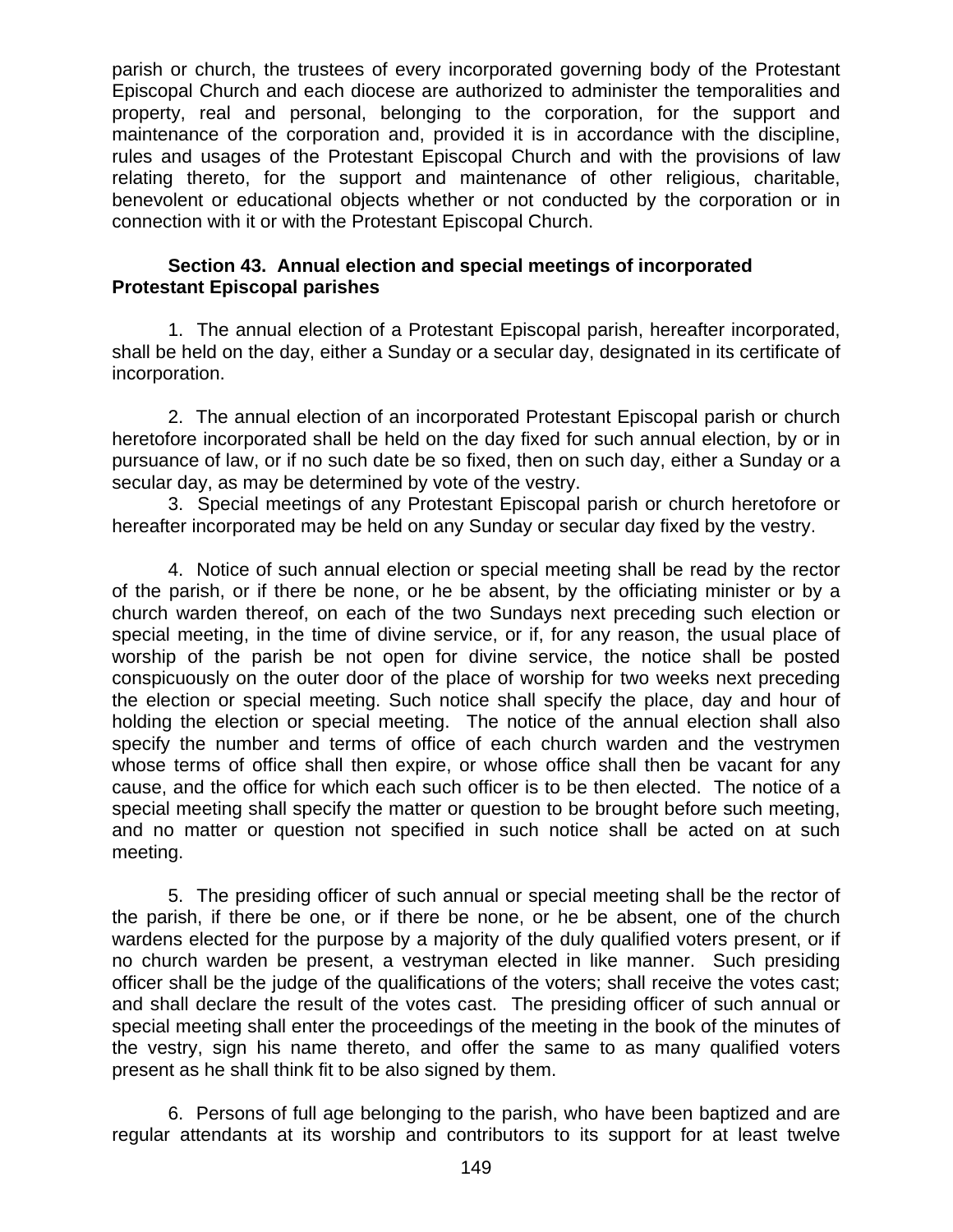parish or church, the trustees of every incorporated governing body of the Protestant Episcopal Church and each diocese are authorized to administer the temporalities and property, real and personal, belonging to the corporation, for the support and maintenance of the corporation and, provided it is in accordance with the discipline, rules and usages of the Protestant Episcopal Church and with the provisions of law relating thereto, for the support and maintenance of other religious, charitable, benevolent or educational objects whether or not conducted by the corporation or in connection with it or with the Protestant Episcopal Church.

**Section 43. Annual election and special meetings of incorporated Protestant Episcopal parishes**

1. The annual election of a Protestant Episcopal parish, hereafter incorporated, shall be held on the day, either a Sunday or a secular day, designated in its certificate of incorporation.

2. The annual election of an incorporated Protestant Episcopal parish or church heretofore incorporated shall be held on the day fixed for such annual election, by or in pursuance of law, or if no such date be so fixed, then on such day, either a Sunday or a secular day, as may be determined by vote of the vestry.

3. Special meetings of any Protestant Episcopal parish or church heretofore or hereafter incorporated may be held on any Sunday or secular day fixed by the vestry.

4. Notice of such annual election or special meeting shall be read by the rector of the parish, or if there be none, or he be absent, by the officiating minister or by a church warden thereof, on each of the two Sundays next preceding such election or special meeting, in the time of divine service, or if, for any reason, the usual place of worship of the parish be not open for divine service, the notice shall be posted conspicuously on the outer door of the place of worship for two weeks next preceding the election or special meeting. Such notice shall specify the place, day and hour of holding the election or special meeting. The notice of the annual election shall also specify the number and terms of office of each church warden and the vestrymen whose terms of office shall then expire, or whose office shall then be vacant for any cause, and the office for which each such officer is to be then elected. The notice of a special meeting shall specify the matter or question to be brought before such meeting, and no matter or question not specified in such notice shall be acted on at such meeting.

5. The presiding officer of such annual or special meeting shall be the rector of the parish, if there be one, or if there be none, or he be absent, one of the church wardens elected for the purpose by a majority of the duly qualified voters present, or if no church warden be present, a vestryman elected in like manner. Such presiding officer shall be the judge of the qualifications of the voters; shall receive the votes cast; and shall declare the result of the votes cast. The presiding officer of such annual or special meeting shall enter the proceedings of the meeting in the book of the minutes of the vestry, sign his name thereto, and offer the same to as many qualified voters present as he shall think fit to be also signed by them.

6. Persons of full age belonging to the parish, who have been baptized and are regular attendants at its worship and contributors to its support for at least twelve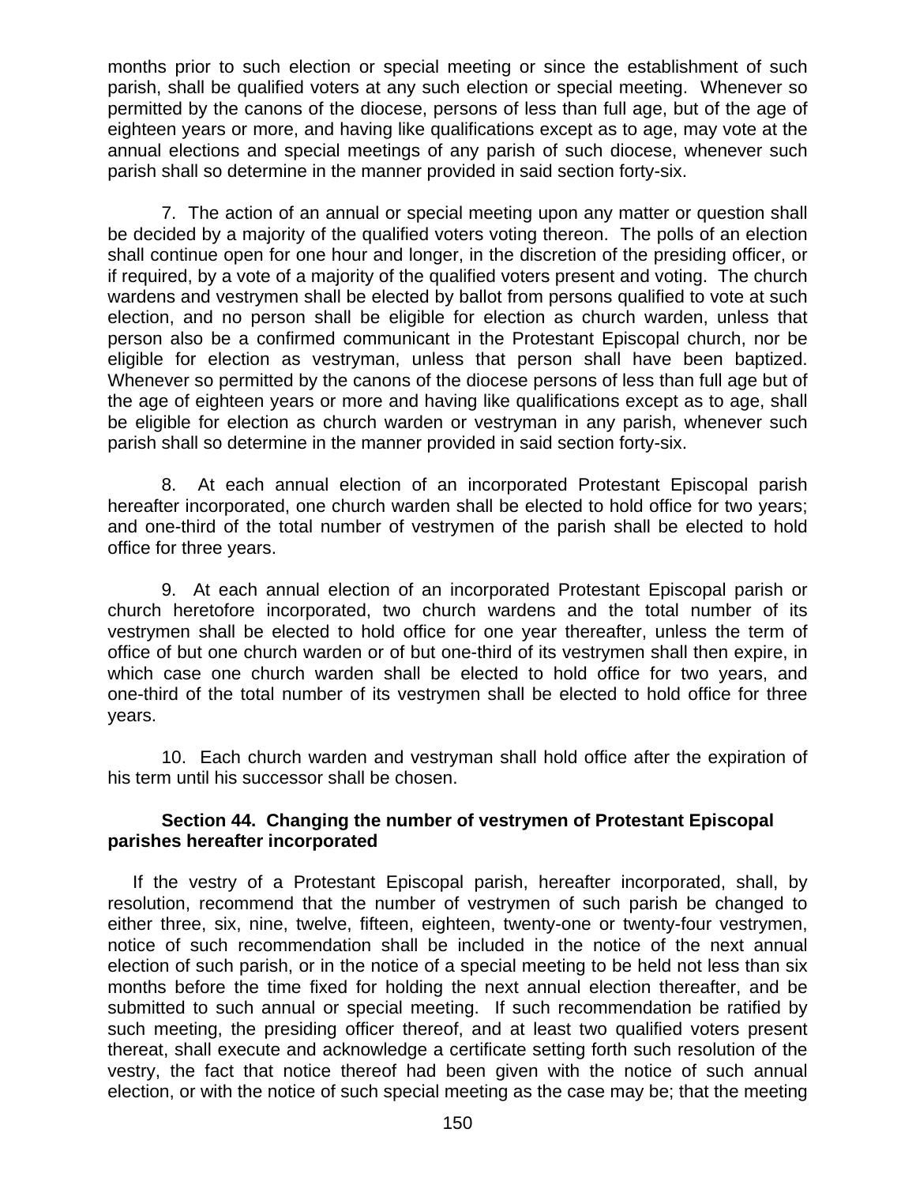months prior to such election or special meeting or since the establishment of such parish, shall be qualified voters at any such election or special meeting. Whenever so permitted by the canons of the diocese, persons of less than full age, but of the age of eighteen years or more, and having like qualifications except as to age, may vote at the annual elections and special meetings of any parish of such diocese, whenever such parish shall so determine in the manner provided in said section forty-six.

7. The action of an annual or special meeting upon any matter or question shall be decided by a majority of the qualified voters voting thereon. The polls of an election shall continue open for one hour and longer, in the discretion of the presiding officer, or if required, by a vote of a majority of the qualified voters present and voting. The church wardens and vestrymen shall be elected by ballot from persons qualified to vote at such election, and no person shall be eligible for election as church warden, unless that person also be a confirmed communicant in the Protestant Episcopal church, nor be eligible for election as vestryman, unless that person shall have been baptized. Whenever so permitted by the canons of the diocese persons of less than full age but of the age of eighteen years or more and having like qualifications except as to age, shall be eligible for election as church warden or vestryman in any parish, whenever such parish shall so determine in the manner provided in said section forty-six.

8. At each annual election of an incorporated Protestant Episcopal parish hereafter incorporated, one church warden shall be elected to hold office for two years; and one-third of the total number of vestrymen of the parish shall be elected to hold office for three years.

9. At each annual election of an incorporated Protestant Episcopal parish or church heretofore incorporated, two church wardens and the total number of its vestrymen shall be elected to hold office for one year thereafter, unless the term of office of but one church warden or of but one-third of its vestrymen shall then expire, in which case one church warden shall be elected to hold office for two years, and one-third of the total number of its vestrymen shall be elected to hold office for three years.

10. Each church warden and vestryman shall hold office after the expiration of his term until his successor shall be chosen.

**Section 44. Changing the number of vestrymen of Protestant Episcopal parishes hereafter incorporated**

If the vestry of a Protestant Episcopal parish, hereafter incorporated, shall, by resolution, recommend that the number of vestrymen of such parish be changed to either three, six, nine, twelve, fifteen, eighteen, twenty-one or twenty-four vestrymen, notice of such recommendation shall be included in the notice of the next annual election of such parish, or in the notice of a special meeting to be held not less than six months before the time fixed for holding the next annual election thereafter, and be submitted to such annual or special meeting. If such recommendation be ratified by such meeting, the presiding officer thereof, and at least two qualified voters present thereat, shall execute and acknowledge a certificate setting forth such resolution of the vestry, the fact that notice thereof had been given with the notice of such annual election, or with the notice of such special meeting as the case may be; that the meeting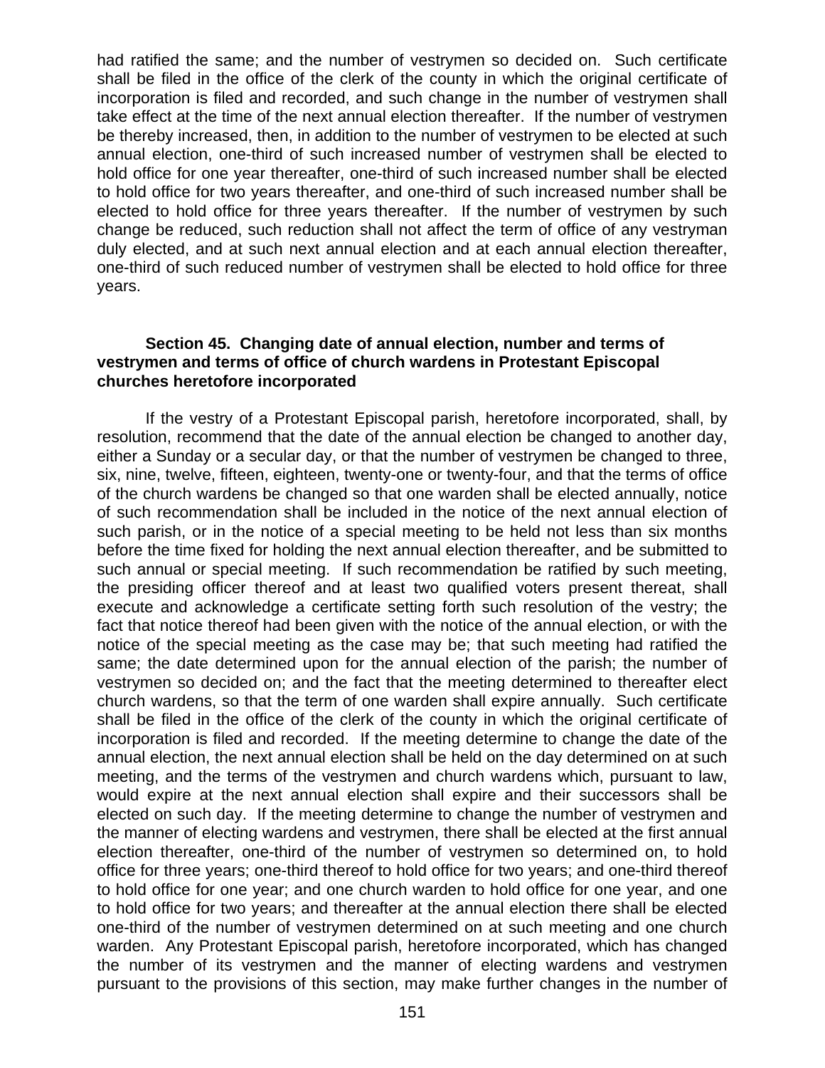had ratified the same; and the number of vestrymen so decided on. Such certificate shall be filed in the office of the clerk of the county in which the original certificate of incorporation is filed and recorded, and such change in the number of vestrymen shall take effect at the time of the next annual election thereafter. If the number of vestrymen be thereby increased, then, in addition to the number of vestrymen to be elected at such annual election, one-third of such increased number of vestrymen shall be elected to hold office for one year thereafter, one-third of such increased number shall be elected to hold office for two years thereafter, and one-third of such increased number shall be elected to hold office for three years thereafter. If the number of vestrymen by such change be reduced, such reduction shall not affect the term of office of any vestryman duly elected, and at such next annual election and at each annual election thereafter, one-third of such reduced number of vestrymen shall be elected to hold office for three years.

**Section 45. Changing date of annual election, number and terms of vestrymen and terms of office of church wardens in Protestant Episcopal churches heretofore incorporated**

If the vestry of a Protestant Episcopal parish, heretofore incorporated, shall, by resolution, recommend that the date of the annual election be changed to another day, either a Sunday or a secular day, or that the number of vestrymen be changed to three, six, nine, twelve, fifteen, eighteen, twenty-one or twenty-four, and that the terms of office of the church wardens be changed so that one warden shall be elected annually, notice of such recommendation shall be included in the notice of the next annual election of such parish, or in the notice of a special meeting to be held not less than six months before the time fixed for holding the next annual election thereafter, and be submitted to such annual or special meeting. If such recommendation be ratified by such meeting, the presiding officer thereof and at least two qualified voters present thereat, shall execute and acknowledge a certificate setting forth such resolution of the vestry; the fact that notice thereof had been given with the notice of the annual election, or with the notice of the special meeting as the case may be; that such meeting had ratified the same; the date determined upon for the annual election of the parish; the number of vestrymen so decided on; and the fact that the meeting determined to thereafter elect church wardens, so that the term of one warden shall expire annually. Such certificate shall be filed in the office of the clerk of the county in which the original certificate of incorporation is filed and recorded. If the meeting determine to change the date of the annual election, the next annual election shall be held on the day determined on at such meeting, and the terms of the vestrymen and church wardens which, pursuant to law, would expire at the next annual election shall expire and their successors shall be elected on such day. If the meeting determine to change the number of vestrymen and the manner of electing wardens and vestrymen, there shall be elected at the first annual election thereafter, one-third of the number of vestrymen so determined on, to hold office for three years; one-third thereof to hold office for two years; and one-third thereof to hold office for one year; and one church warden to hold office for one year, and one to hold office for two years; and thereafter at the annual election there shall be elected one-third of the number of vestrymen determined on at such meeting and one church warden. Any Protestant Episcopal parish, heretofore incorporated, which has changed the number of its vestrymen and the manner of electing wardens and vestrymen pursuant to the provisions of this section, may make further changes in the number of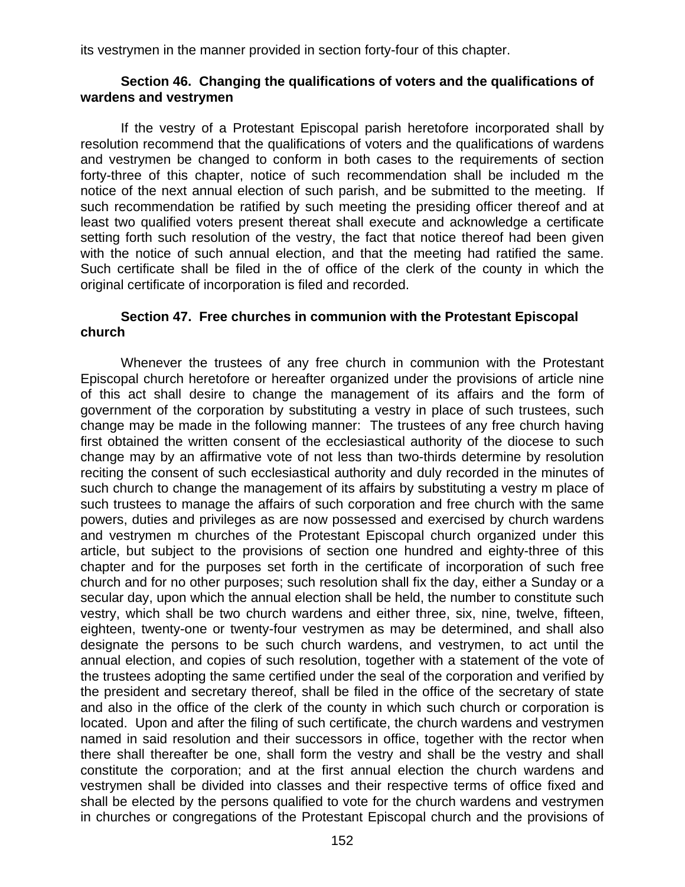its vestrymen in the manner provided in section forty-four of this chapter.

**Section 46. Changing the qualifications of voters and the qualifications of wardens and vestrymen**

If the vestry of a Protestant Episcopal parish heretofore incorporated shall by resolution recommend that the qualifications of voters and the qualifications of wardens and vestrymen be changed to conform in both cases to the requirements of section forty-three of this chapter, notice of such recommendation shall be included m the notice of the next annual election of such parish, and be submitted to the meeting. If such recommendation be ratified by such meeting the presiding officer thereof and at least two qualified voters present thereat shall execute and acknowledge a certificate setting forth such resolution of the vestry, the fact that notice thereof had been given with the notice of such annual election, and that the meeting had ratified the same. Such certificate shall be filed in the of office of the clerk of the county in which the original certificate of incorporation is filed and recorded.

**Section 47. Free churches in communion with the Protestant Episcopal church**

Whenever the trustees of any free church in communion with the Protestant Episcopal church heretofore or hereafter organized under the provisions of article nine of this act shall desire to change the management of its affairs and the form of government of the corporation by substituting a vestry in place of such trustees, such change may be made in the following manner: The trustees of any free church having first obtained the written consent of the ecclesiastical authority of the diocese to such change may by an affirmative vote of not less than two-thirds determine by resolution reciting the consent of such ecclesiastical authority and duly recorded in the minutes of such church to change the management of its affairs by substituting a vestry m place of such trustees to manage the affairs of such corporation and free church with the same powers, duties and privileges as are now possessed and exercised by church wardens and vestrymen m churches of the Protestant Episcopal church organized under this article, but subject to the provisions of section one hundred and eighty-three of this chapter and for the purposes set forth in the certificate of incorporation of such free church and for no other purposes; such resolution shall fix the day, either a Sunday or a secular day, upon which the annual election shall be held, the number to constitute such vestry, which shall be two church wardens and either three, six, nine, twelve, fifteen, eighteen, twenty-one or twenty-four vestrymen as may be determined, and shall also designate the persons to be such church wardens, and vestrymen, to act until the annual election, and copies of such resolution, together with a statement of the vote of the trustees adopting the same certified under the seal of the corporation and verified by the president and secretary thereof, shall be filed in the office of the secretary of state and also in the office of the clerk of the county in which such church or corporation is located. Upon and after the filing of such certificate, the church wardens and vestrymen named in said resolution and their successors in office, together with the rector when there shall thereafter be one, shall form the vestry and shall be the vestry and shall constitute the corporation; and at the first annual election the church wardens and vestrymen shall be divided into classes and their respective terms of office fixed and shall be elected by the persons qualified to vote for the church wardens and vestrymen in churches or congregations of the Protestant Episcopal church and the provisions of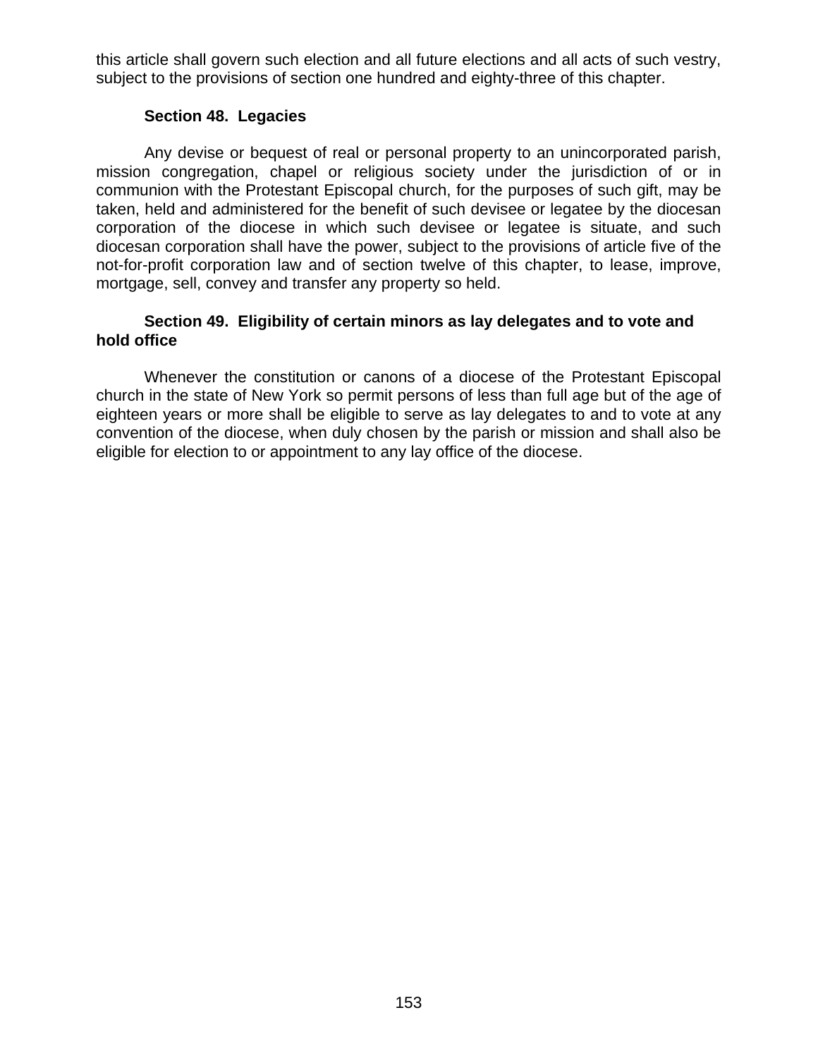this article shall govern such election and all future elections and all acts of such vestry, subject to the provisions of section one hundred and eighty-three of this chapter.

### Section 48. Legacies

Any devise or bequest of real or personal property to an unincorporated parish, mission congregation, chapel or religious society under the jurisdiction of or in communion with the Protestant Episcopal church, for the purposes of such gift, may be taken, held and administered for the benefit of such devisee or legatee by the diocesan corporation of the diocese in which such devisee or legatee is situate, and such diocesan corporation shall have the power, subject to the provisions of article five of the not-for-profit corporation law and of section twelve of this chapter, to lease, improve, mortgage, sell, convey and transfer any property so held.

### Section 49. Eligibility of certain minors as lay delegates and to vote and hold office

Whenever the constitution or canons of a diocese of the Protestant Episcopal church in the state of New York so permit persons of less than full age but of the age of eighteen years or more shall be eligible to serve as lay delegates to and to vote at any convention of the diocese, when duly chosen by the parish or mission and shall also be eligible for election to or appointment to any lay office of the diocese.